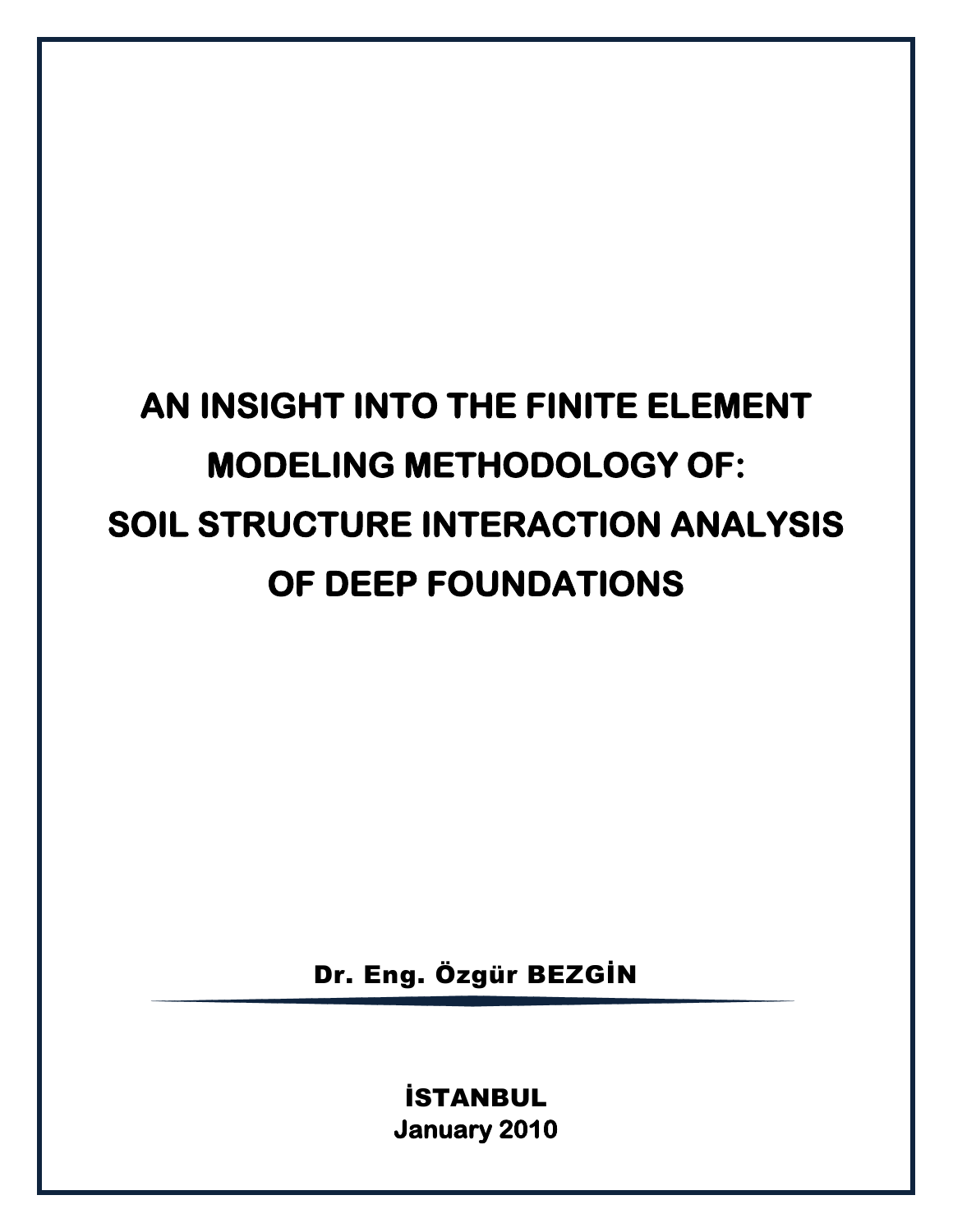# AN INSIGHT INTO THE FINITE ELEMENT MODELING METHODOLOGY OF: SOIL STRUCTURE INTERACTION ANALYSIS OF DEEP FOUNDATIONS

**Dr. Eng. Özgür BEZGİN**

---

**İSTANBUL**
**January 2010**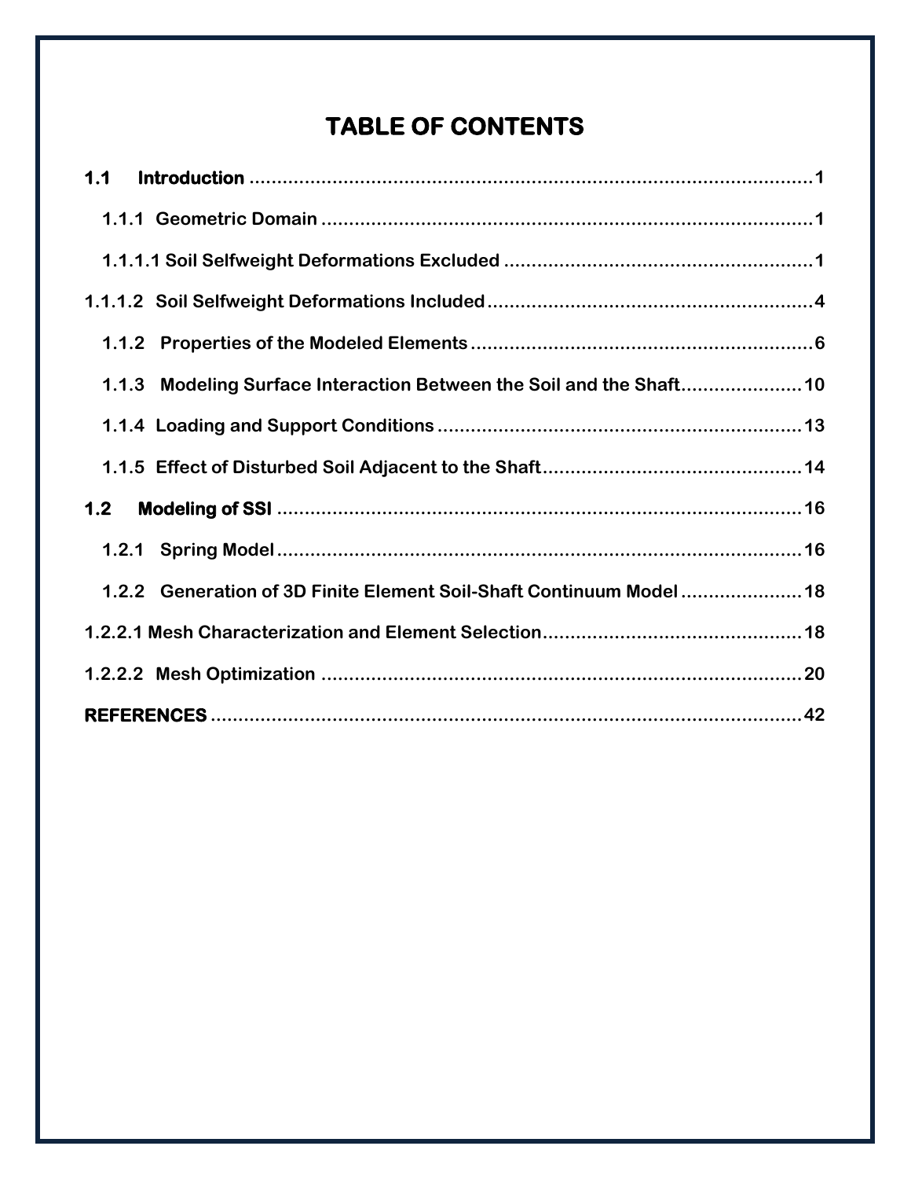# TABLE OF CONTENTS

**1.1 Introduction** ........................................................................................................ 1

**1.1.1 Geometric Domain** .......................................................................................... 1

**1.1.1.1 Soil Selfweight Deformations Excluded** ......................................................... 1

**1.1.1.2 Soil Selfweight Deformations Included** ........................................................... 4

**1.1.2 Properties of the Modeled Elements** ................................................................ 6

**1.1.3 Modeling Surface Interaction Between the Soil and the Shaft** ...................... 10

**1.1.4 Loading and Support Conditions** ................................................................... 13

**1.1.5 Effect of Disturbed Soil Adjacent to the Shaft** ............................................... 14

**1.2 Modeling of SSI** .................................................................................................. 16

**1.2.1 Spring Model** .................................................................................................. 16

**1.2.2 Generation of 3D Finite Element Soil-Shaft Continuum Model** ...................... 18

**1.2.2.1 Mesh Characterization and Element Selection** ............................................ 18

**1.2.2.2 Mesh Optimization** ...................................................................................... 20

**REFERENCES** ........................................................................................................... 42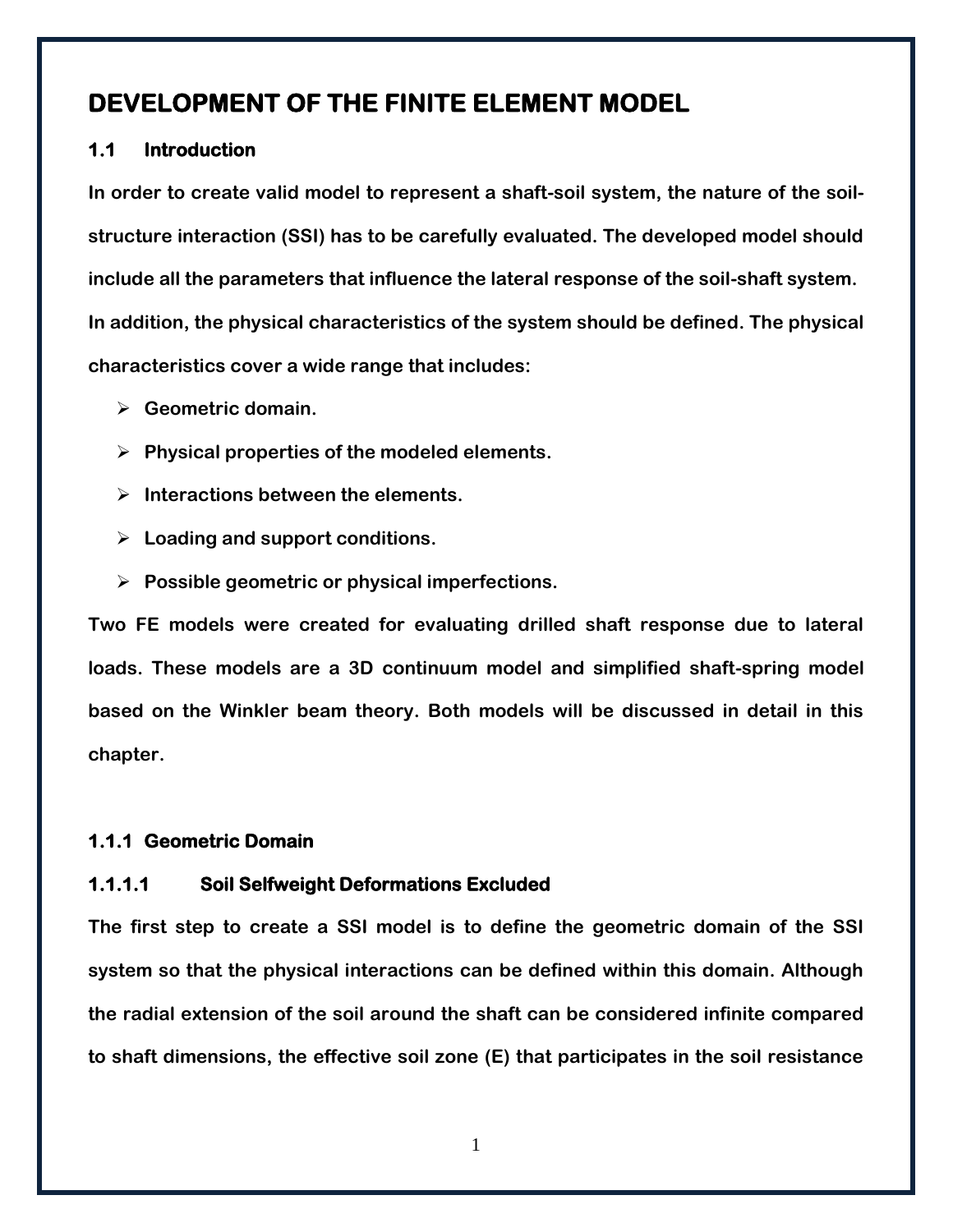# DEVELOPMENT OF THE FINITE ELEMENT MODEL

## 1.1 Introduction

In order to create valid model to represent a shaft-soil system, the nature of the soil-structure interaction (SSI) has to be carefully evaluated. The developed model should include all the parameters that influence the lateral response of the soil-shaft system. In addition, the physical characteristics of the system should be defined. The physical characteristics cover a wide range that includes:

- Geometric domain.
- Physical properties of the modeled elements.
- Interactions between the elements.
- Loading and support conditions.
- Possible geometric or physical imperfections.

Two FE models were created for evaluating drilled shaft response due to lateral loads. These models are a 3D continuum model and simplified shaft-spring model based on the Winkler beam theory. Both models will be discussed in detail in this chapter.

### 1.1.1 Geometric Domain

#### 1.1.1.1 Soil Selfweight Deformations Excluded

The first step to create a SSI model is to define the geometric domain of the SSI system so that the physical interactions can be defined within this domain. Although the radial extension of the soil around the shaft can be considered infinite compared to shaft dimensions, the effective soil zone (E) that participates in the soil resistance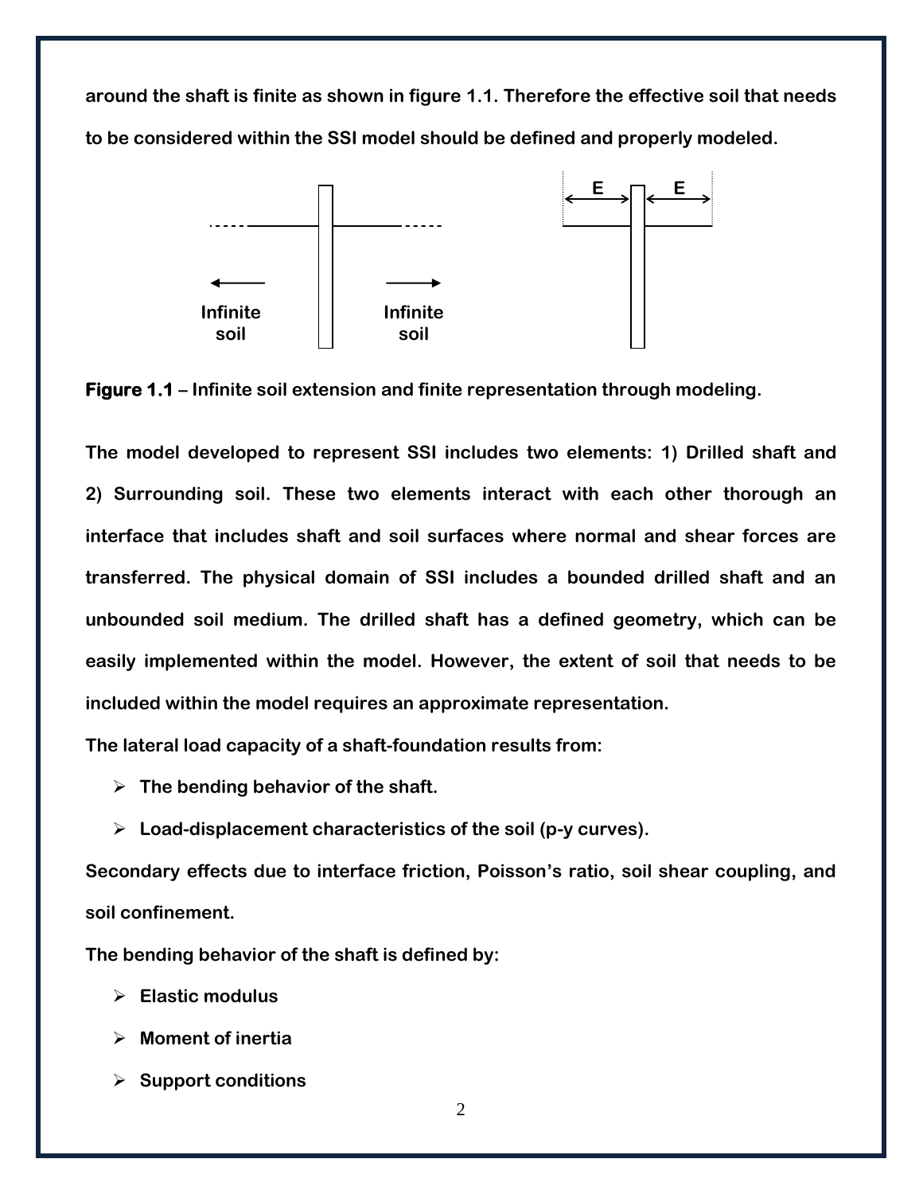around the shaft is finite as shown in figure 1.1. Therefore the effective soil that needs to be considered within the SSI model should be defined and properly modeled.

**Figure 1.1** – Infinite soil extension and finite representation through modeling.

The model developed to represent SSI includes two elements: 1) Drilled shaft and 2) Surrounding soil. These two elements interact with each other thorough an interface that includes shaft and soil surfaces where normal and shear forces are transferred. The physical domain of SSI includes a bounded drilled shaft and an unbounded soil medium. The drilled shaft has a defined geometry, which can be easily implemented within the model. However, the extent of soil that needs to be included within the model requires an approximate representation.

The lateral load capacity of a shaft-foundation results from:

- The bending behavior of the shaft.
- Load-displacement characteristics of the soil (p-y curves).

Secondary effects due to interface friction, Poisson's ratio, soil shear coupling, and soil confinement.

The bending behavior of the shaft is defined by:

- Elastic modulus
- Moment of inertia
- Support conditions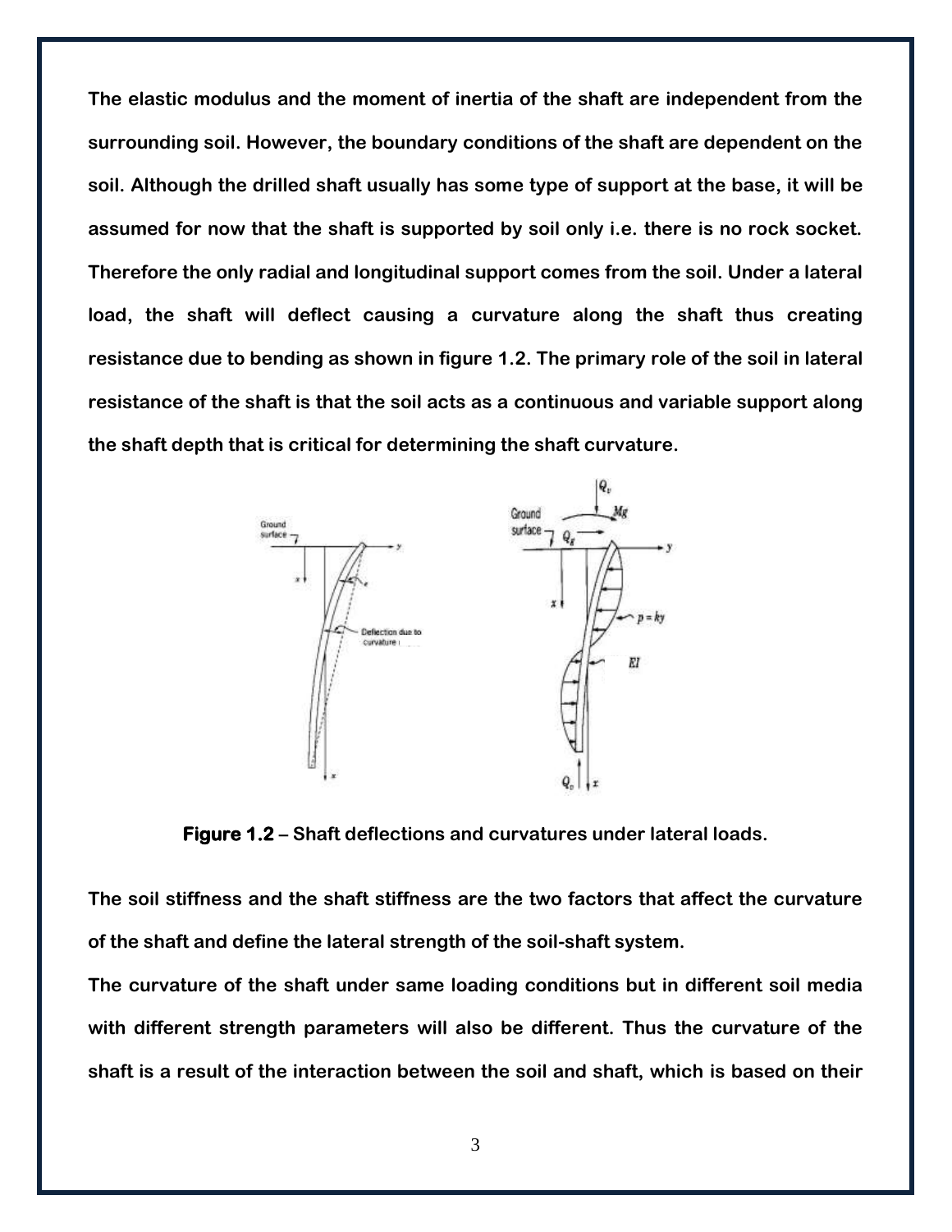**The elastic modulus and the moment of inertia of the shaft are independent from the surrounding soil. However, the boundary conditions of the shaft are dependent on the soil. Although the drilled shaft usually has some type of support at the base, it will be assumed for now that the shaft is supported by soil only i.e. there is no rock socket. Therefore the only radial and longitudinal support comes from the soil. Under a lateral load, the shaft will deflect causing a curvature along the shaft thus creating resistance due to bending as shown in figure 1.2. The primary role of the soil in lateral resistance of the shaft is that the soil acts as a continuous and variable support along the shaft depth that is critical for determining the shaft curvature.**

**Figure 1.2 – Shaft deflections and curvatures under lateral loads.**

**The soil stiffness and the shaft stiffness are the two factors that affect the curvature of the shaft and define the lateral strength of the soil-shaft system.**

**The curvature of the shaft under same loading conditions but in different soil media with different strength parameters will also be different. Thus the curvature of the shaft is a result of the interaction between the soil and shaft, which is based on their**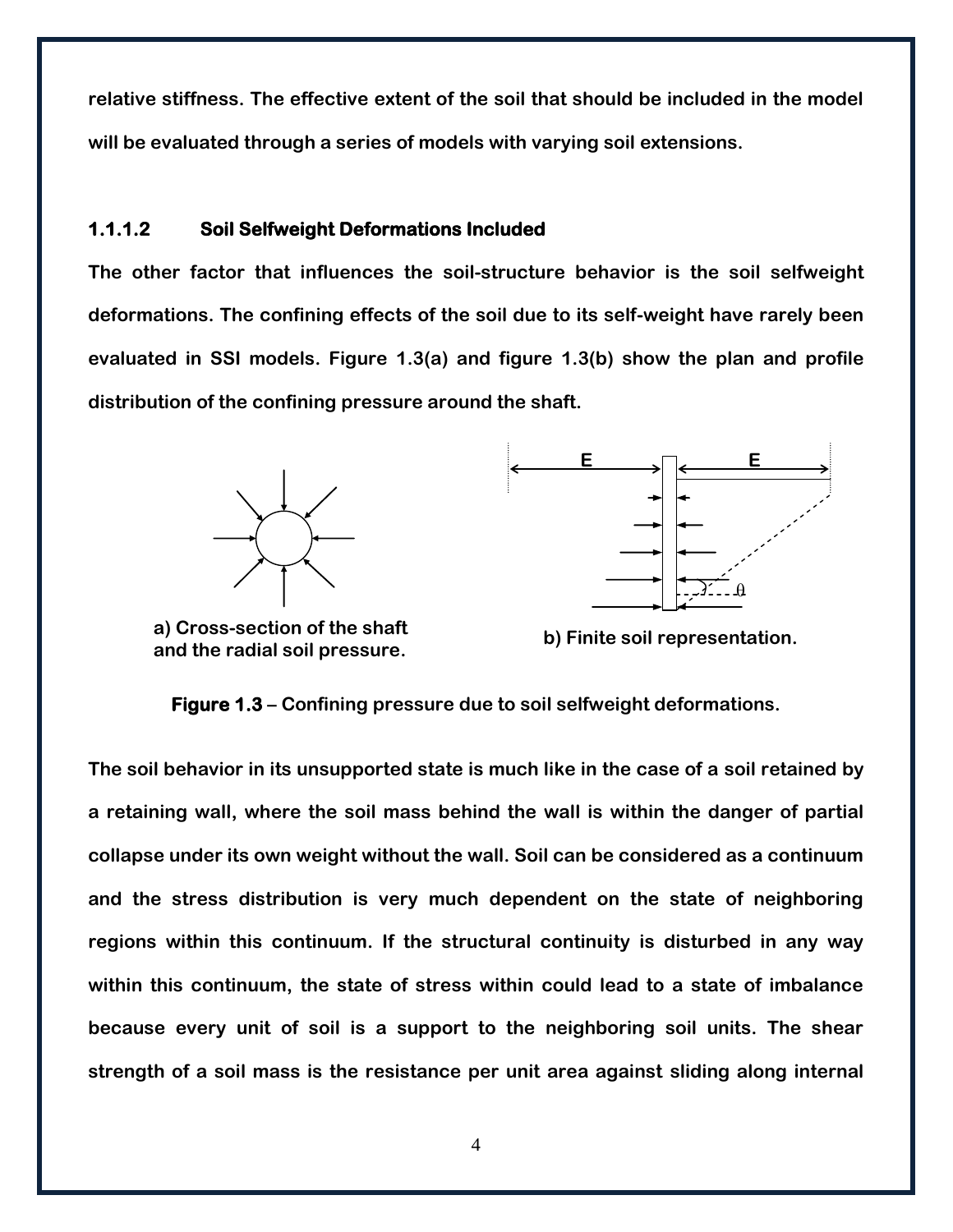relative stiffness. The effective extent of the soil that should be included in the model will be evaluated through a series of models with varying soil extensions.

#### 1.1.1.2 Soil Selfweight Deformations Included

The other factor that influences the soil-structure behavior is the soil selfweight deformations. The confining effects of the soil due to its self-weight have rarely been evaluated in SSI models. Figure 1.3(a) and figure 1.3(b) show the plan and profile distribution of the confining pressure around the shaft.

a) Cross-section of the shaft and the radial soil pressure.

b) Finite soil representation.

**Figure 1.3** – Confining pressure due to soil selfweight deformations.

The soil behavior in its unsupported state is much like in the case of a soil retained by a retaining wall, where the soil mass behind the wall is within the danger of partial collapse under its own weight without the wall. Soil can be considered as a continuum and the stress distribution is very much dependent on the state of neighboring regions within this continuum. If the structural continuity is disturbed in any way within this continuum, the state of stress within could lead to a state of imbalance because every unit of soil is a support to the neighboring soil units. The shear strength of a soil mass is the resistance per unit area against sliding along internal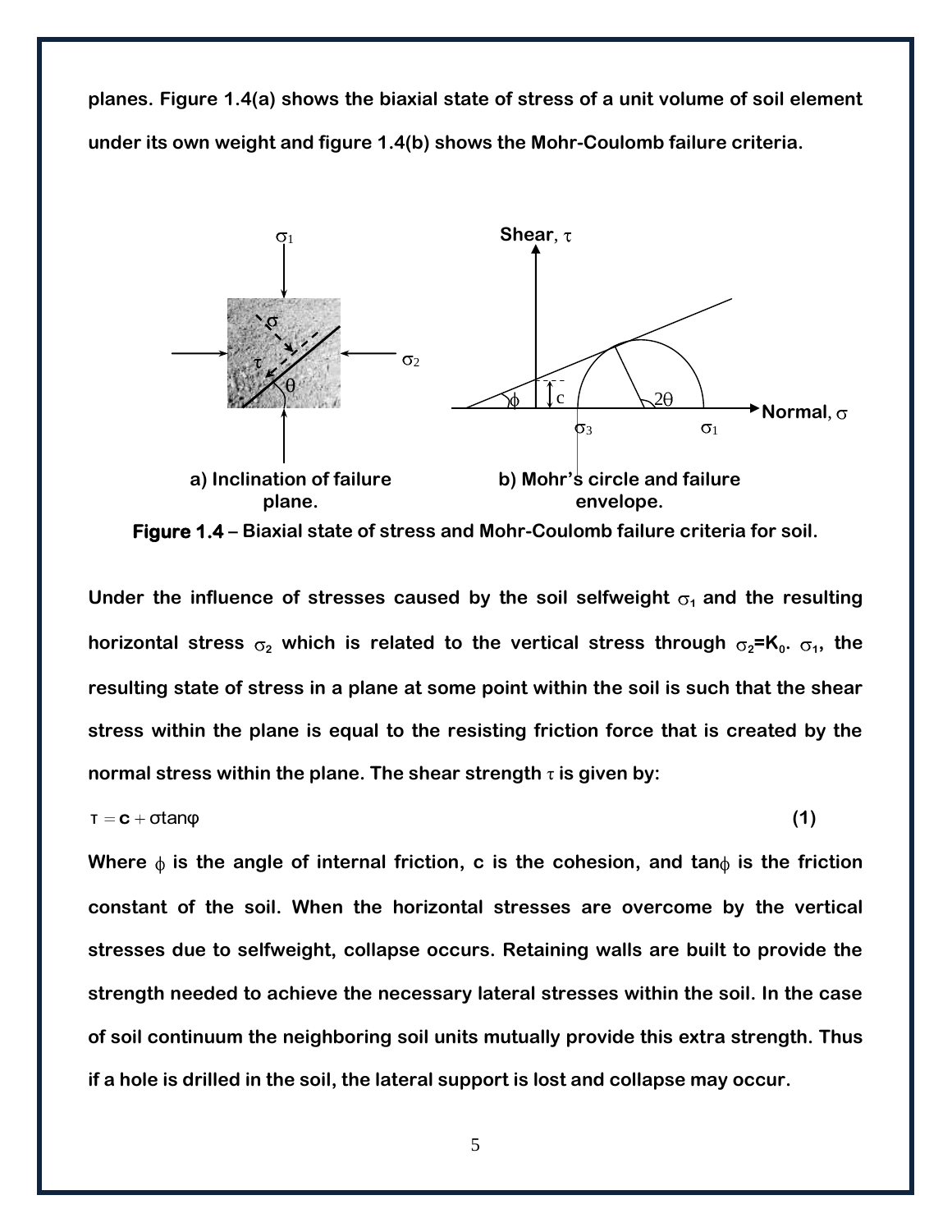**planes. Figure 1.4(a) shows the biaxial state of stress of a unit volume of soil element under its own weight and figure 1.4(b) shows the Mohr-Coulomb failure criteria.**

**a) Inclination of failure plane.**

**b) Mohr's circle and failure envelope.**

**Figure 1.4 – Biaxial state of stress and Mohr-Coulomb failure criteria for soil.**

**Under the influence of stresses caused by the soil selfweight $\sigma_1$ and the resulting horizontal stress $\sigma_2$ which is related to the vertical stress through $\sigma_2=K_0 . \sigma_1$, the resulting state of stress in a plane at some point within the soil is such that the shear stress within the plane is equal to the resisting friction force that is created by the normal stress within the plane. The shear strength $\tau$ is given by:**

$$\tau = c + \sigma \tan\varphi \quad (1)$$

**Where $\phi$ is the angle of internal friction, c is the cohesion, and $\tan\phi$ is the friction constant of the soil. When the horizontal stresses are overcome by the vertical stresses due to selfweight, collapse occurs. Retaining walls are built to provide the strength needed to achieve the necessary lateral stresses within the soil. In the case of soil continuum the neighboring soil units mutually provide this extra strength. Thus if a hole is drilled in the soil, the lateral support is lost and collapse may occur.**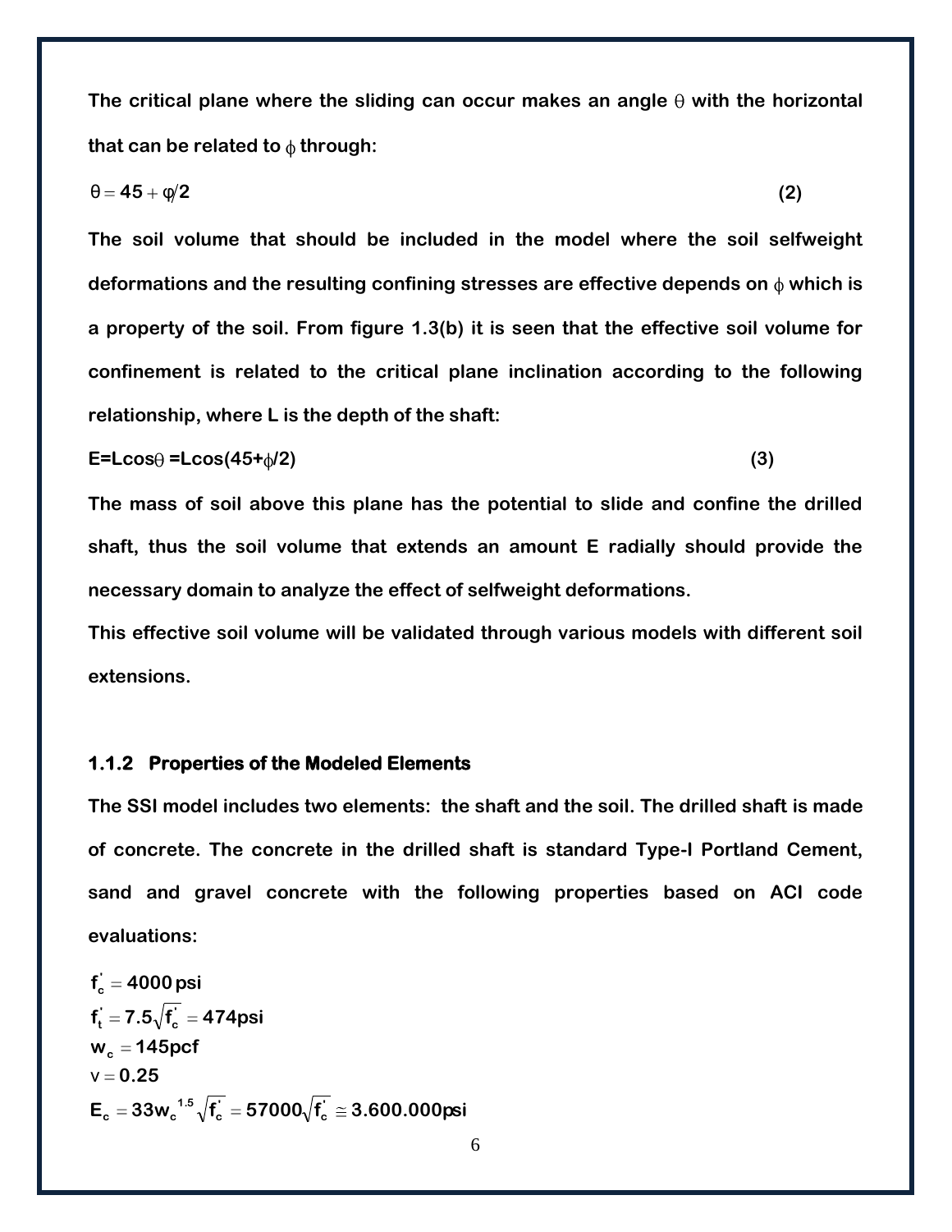The critical plane where the sliding can occur makes an angle $\theta$ with the horizontal that can be related to $\phi$ through:

$$\theta = 45 + \varphi/2 \tag{2}$$

The soil volume that should be included in the model where the soil selfweight deformations and the resulting confining stresses are effective depends on $\phi$ which is a property of the soil. From figure 1.3(b) it is seen that the effective soil volume for confinement is related to the critical plane inclination according to the following relationship, where L is the depth of the shaft:

$$E = L\cos\theta = L\cos(45 + \phi/2) \tag{3}$$

The mass of soil above this plane has the potential to slide and confine the drilled shaft, thus the soil volume that extends an amount E radially should provide the necessary domain to analyze the effect of selfweight deformations.

This effective soil volume will be validated through various models with different soil extensions.

### 1.1.2 Properties of the Modeled Elements

The SSI model includes two elements: the shaft and the soil. The drilled shaft is made of concrete. The concrete in the drilled shaft is standard Type-I Portland Cement, sand and gravel concrete with the following properties based on ACI code evaluations:

$$f_c^{'} = 4000\,\text{psi}$$

$$f_t^{'} = 7.5\sqrt{f_c^{'}} = 474\text{psi}$$

$$w_c = 145\text{pcf}$$

$$\nu = 0.25$$

$$E_c = 33 w_c^{1.5}\sqrt{f_c^{'}} = 57000\sqrt{f_c^{'}} \cong 3.600.000\text{psi}$$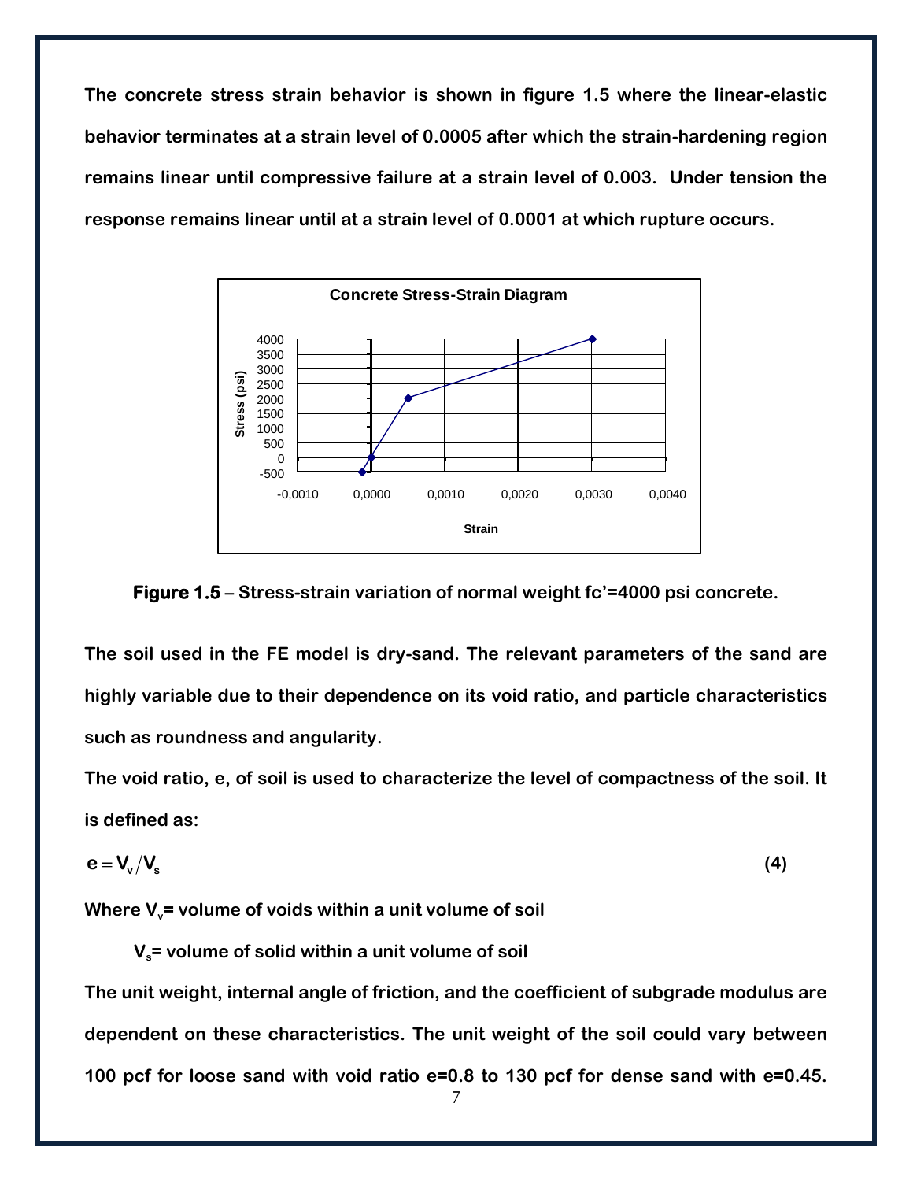The concrete stress strain behavior is shown in figure 1.5 where the linear-elastic behavior terminates at a strain level of 0.0005 after which the strain-hardening region remains linear until compressive failure at a strain level of 0.003. Under tension the response remains linear until at a strain level of 0.0001 at which rupture occurs.

**Figure 1.5** – Stress-strain variation of normal weight fc'=4000 psi concrete.

The soil used in the FE model is dry-sand. The relevant parameters of the sand are highly variable due to their dependence on its void ratio, and particle characteristics such as roundness and angularity.

The void ratio, e, of soil is used to characterize the level of compactness of the soil. It is defined as:

$$e = V_v / V_s \qquad (4)$$

Where $V_v$= volume of voids within a unit volume of soil

$V_s$= volume of solid within a unit volume of soil

The unit weight, internal angle of friction, and the coefficient of subgrade modulus are dependent on these characteristics. The unit weight of the soil could vary between 100 pcf for loose sand with void ratio e=0.8 to 130 pcf for dense sand with e=0.45.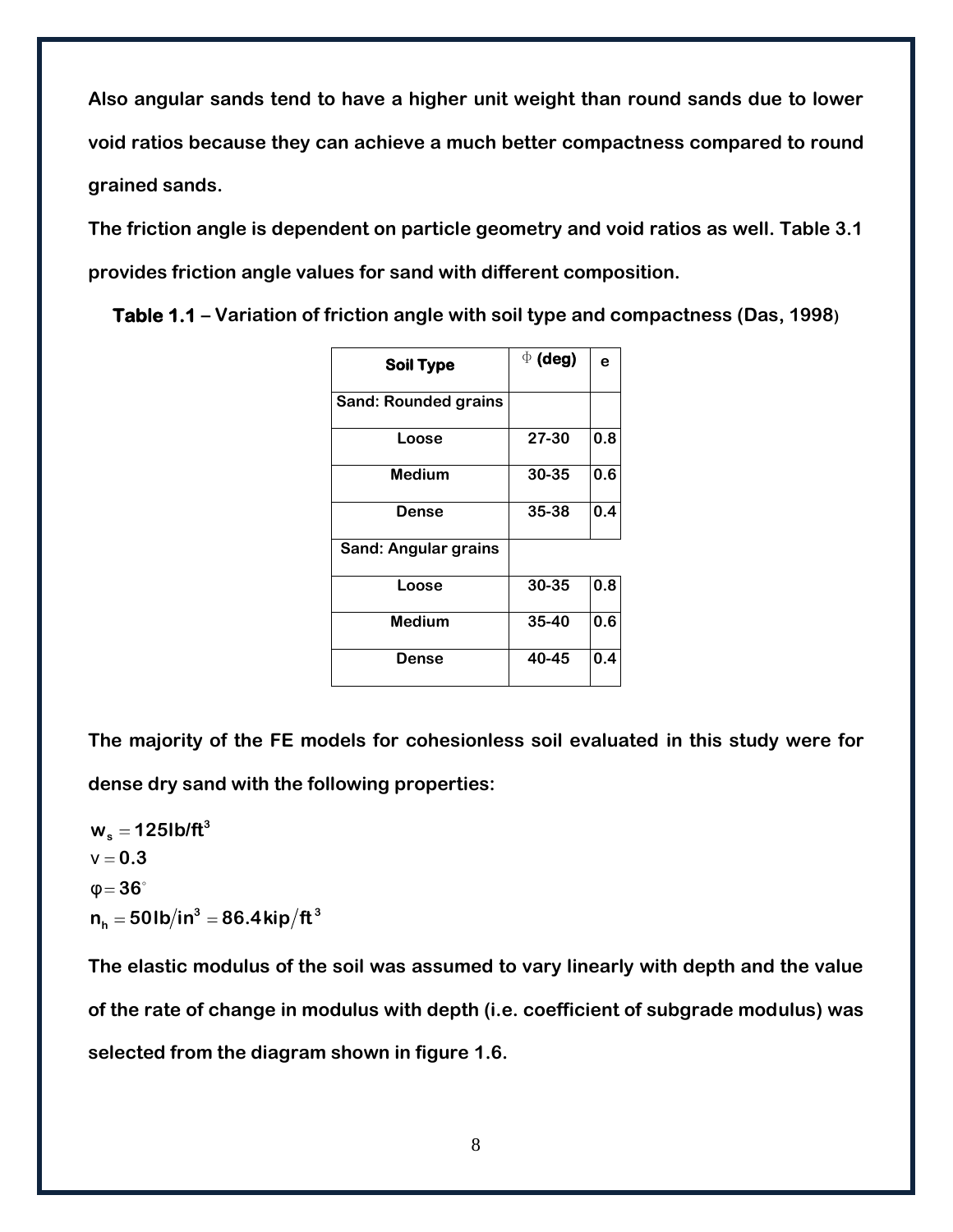**Also angular sands tend to have a higher unit weight than round sands due to lower void ratios because they can achieve a much better compactness compared to round grained sands.**

**The friction angle is dependent on particle geometry and void ratios as well. Table 3.1 provides friction angle values for sand with different composition.**

**Table 1.1 – Variation of friction angle with soil type and compactness (Das, 1998)**

| Soil Type | $\phi$ (deg) | e |
|---|---|---|
| Sand: Rounded grains | | |
| Loose | 27-30 | 0.8 |
| Medium | 30-35 | 0.6 |
| Dense | 35-38 | 0.4 |
| Sand: Angular grains | | |
| Loose | 30-35 | 0.8 |
| Medium | 35-40 | 0.6 |
| Dense | 40-45 | 0.4 |

**The majority of the FE models for cohesionless soil evaluated in this study were for dense dry sand with the following properties:**

$w_s = 125 lb/ft^3$
$\nu = 0.3$
$\varphi = 36^\circ$
$n_h = 50 lb/in^3 = 86.4 kip/ft^3$

**The elastic modulus of the soil was assumed to vary linearly with depth and the value of the rate of change in modulus with depth (i.e. coefficient of subgrade modulus) was selected from the diagram shown in figure 1.6.**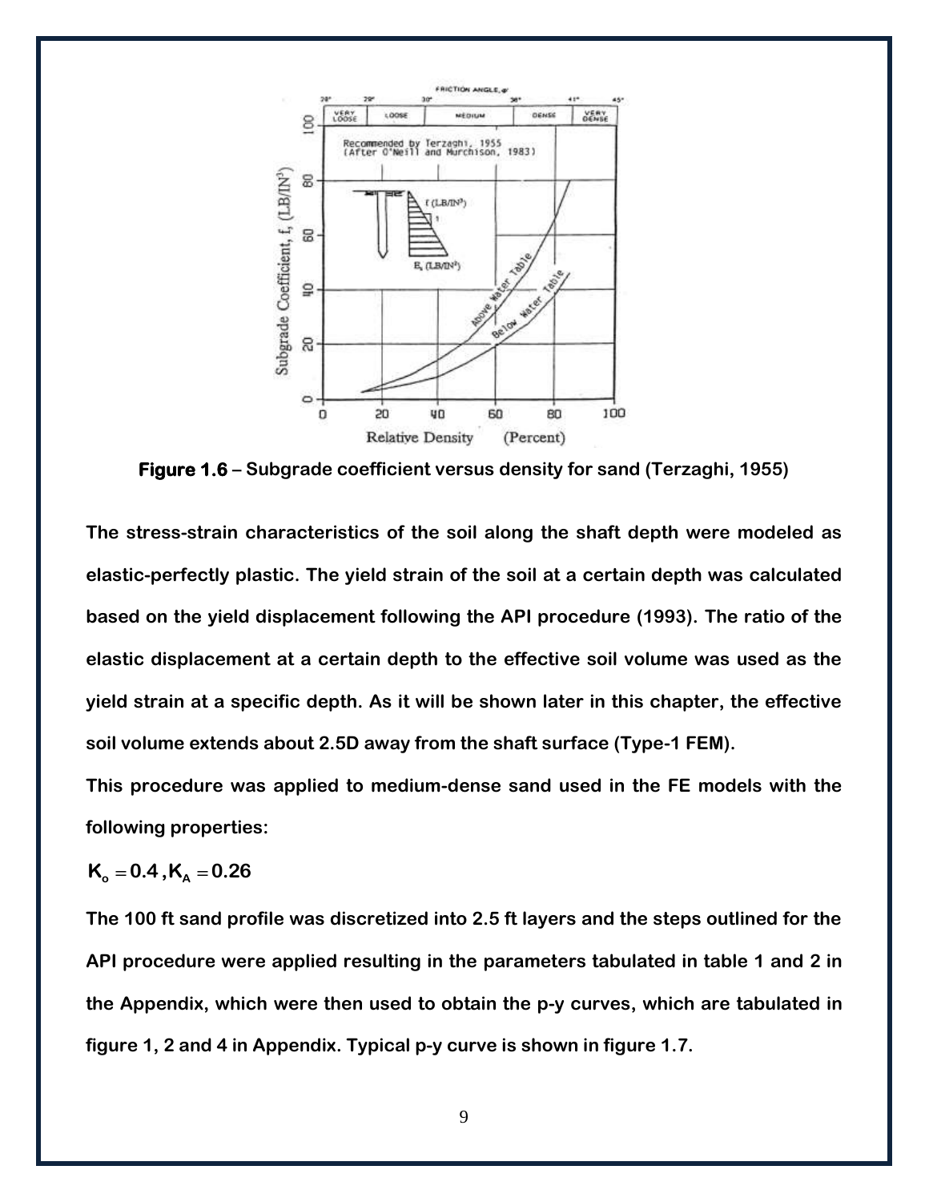**Figure 1.6 – Subgrade coefficient versus density for sand (Terzaghi, 1955)**

The stress-strain characteristics of the soil along the shaft depth were modeled as elastic-perfectly plastic. The yield strain of the soil at a certain depth was calculated based on the yield displacement following the API procedure (1993). The ratio of the elastic displacement at a certain depth to the effective soil volume was used as the yield strain at a specific depth. As it will be shown later in this chapter, the effective soil volume extends about 2.5D away from the shaft surface (Type-1 FEM).

This procedure was applied to medium-dense sand used in the FE models with the following properties:

$K_o = 0.4, K_A = 0.26$

The 100 ft sand profile was discretized into 2.5 ft layers and the steps outlined for the API procedure were applied resulting in the parameters tabulated in table 1 and 2 in the Appendix, which were then used to obtain the p-y curves, which are tabulated in figure 1, 2 and 4 in Appendix. Typical p-y curve is shown in figure 1.7.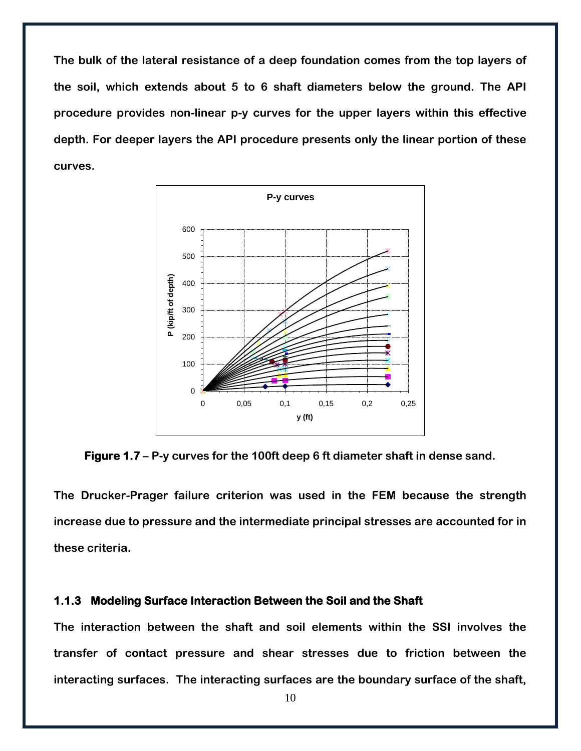The bulk of the lateral resistance of a deep foundation comes from the top layers of the soil, which extends about 5 to 6 shaft diameters below the ground. The API procedure provides non-linear p-y curves for the upper layers within this effective depth. For deeper layers the API procedure presents only the linear portion of these curves.

**Figure 1.7** – P-y curves for the 100ft deep 6 ft diameter shaft in dense sand.

The Drucker-Prager failure criterion was used in the FEM because the strength increase due to pressure and the intermediate principal stresses are accounted for in these criteria.

### 1.1.3 Modeling Surface Interaction Between the Soil and the Shaft

The interaction between the shaft and soil elements within the SSI involves the transfer of contact pressure and shear stresses due to friction between the interacting surfaces. The interacting surfaces are the boundary surface of the shaft,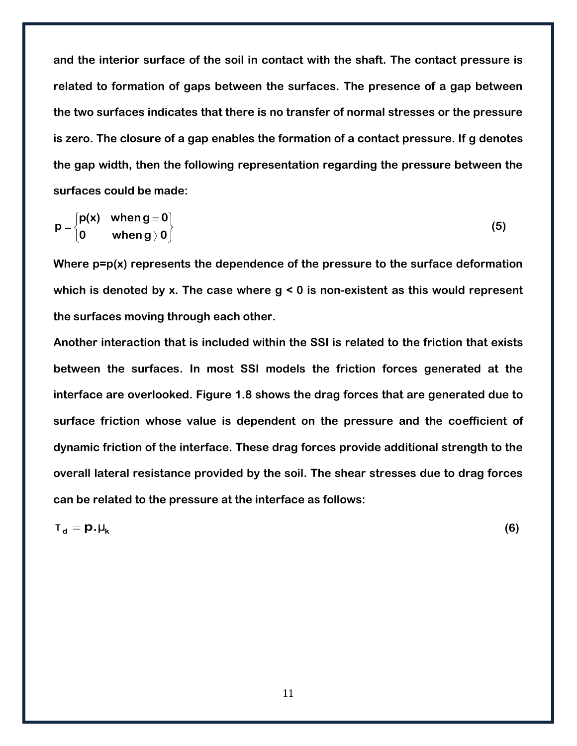and the interior surface of the soil in contact with the shaft. The contact pressure is related to formation of gaps between the surfaces. The presence of a gap between the two surfaces indicates that there is no transfer of normal stresses or the pressure is zero. The closure of a gap enables the formation of a contact pressure. If g denotes the gap width, then the following representation regarding the pressure between the surfaces could be made:

$$p = \begin{cases} p(x) & \text{when } g = 0 \\ 0 & \text{when } g > 0 \end{cases} \tag{5}$$

Where p=p(x) represents the dependence of the pressure to the surface deformation which is denoted by x. The case where g < 0 is non-existent as this would represent the surfaces moving through each other.

Another interaction that is included within the SSI is related to the friction that exists between the surfaces. In most SSI models the friction forces generated at the interface are overlooked. Figure 1.8 shows the drag forces that are generated due to surface friction whose value is dependent on the pressure and the coefficient of dynamic friction of the interface. These drag forces provide additional strength to the overall lateral resistance provided by the soil. The shear stresses due to drag forces can be related to the pressure at the interface as follows:

$$\tau_d = p.\mu_k \tag{6}$$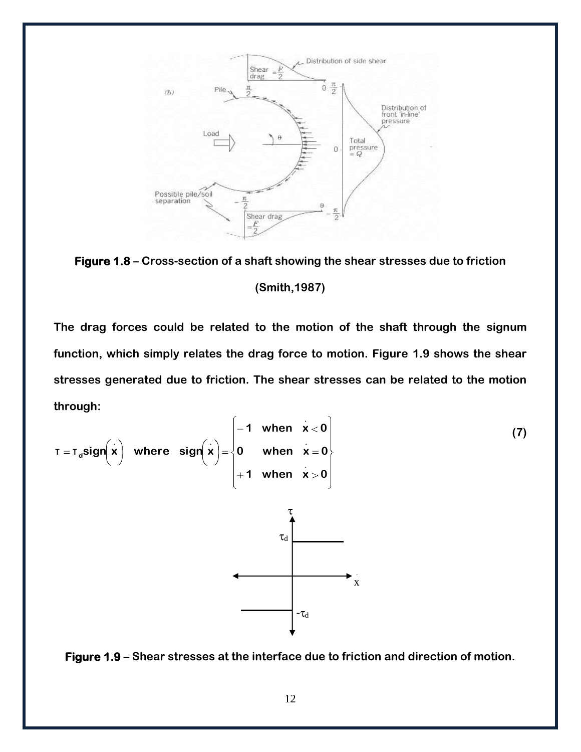**Figure 1.8** – Cross-section of a shaft showing the shear stresses due to friction (Smith,1987)

The drag forces could be related to the motion of the shaft through the signum function, which simply relates the drag force to motion. Figure 1.9 shows the shear stresses generated due to friction. The shear stresses can be related to the motion through:

$$\tau = \tau_d \operatorname{sign}\left(\dot{x}\right) \quad \text{where} \quad \operatorname{sign}\left(\dot{x}\right) = \begin{cases} -1 & \text{when} \quad \dot{x} < 0 \\ 0 & \text{when} \quad \dot{x} = 0 \\ +1 & \text{when} \quad \dot{x} > 0 \end{cases} \tag{7}$$

**Figure 1.9** – Shear stresses at the interface due to friction and direction of motion.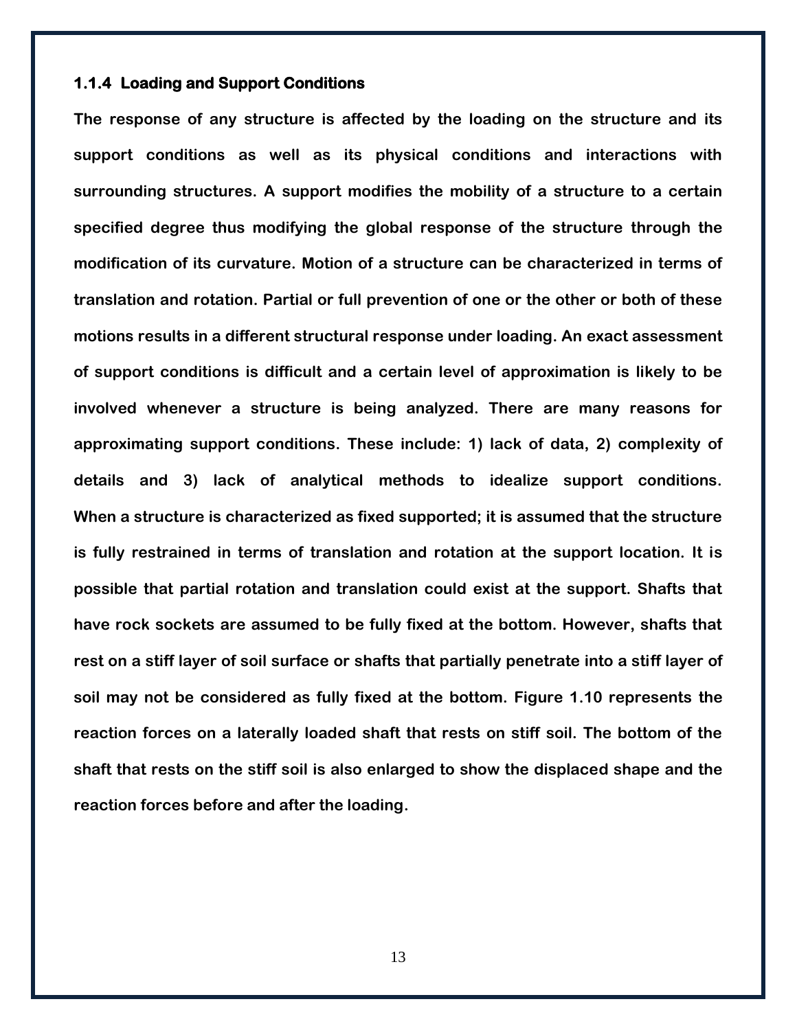### 1.1.4 Loading and Support Conditions

The response of any structure is affected by the loading on the structure and its support conditions as well as its physical conditions and interactions with surrounding structures. A support modifies the mobility of a structure to a certain specified degree thus modifying the global response of the structure through the modification of its curvature. Motion of a structure can be characterized in terms of translation and rotation. Partial or full prevention of one or the other or both of these motions results in a different structural response under loading. An exact assessment of support conditions is difficult and a certain level of approximation is likely to be involved whenever a structure is being analyzed. There are many reasons for approximating support conditions. These include: 1) lack of data, 2) complexity of details and 3) lack of analytical methods to idealize support conditions. When a structure is characterized as fixed supported; it is assumed that the structure is fully restrained in terms of translation and rotation at the support location. It is possible that partial rotation and translation could exist at the support. Shafts that have rock sockets are assumed to be fully fixed at the bottom. However, shafts that rest on a stiff layer of soil surface or shafts that partially penetrate into a stiff layer of soil may not be considered as fully fixed at the bottom. Figure 1.10 represents the reaction forces on a laterally loaded shaft that rests on stiff soil. The bottom of the shaft that rests on the stiff soil is also enlarged to show the displaced shape and the reaction forces before and after the loading.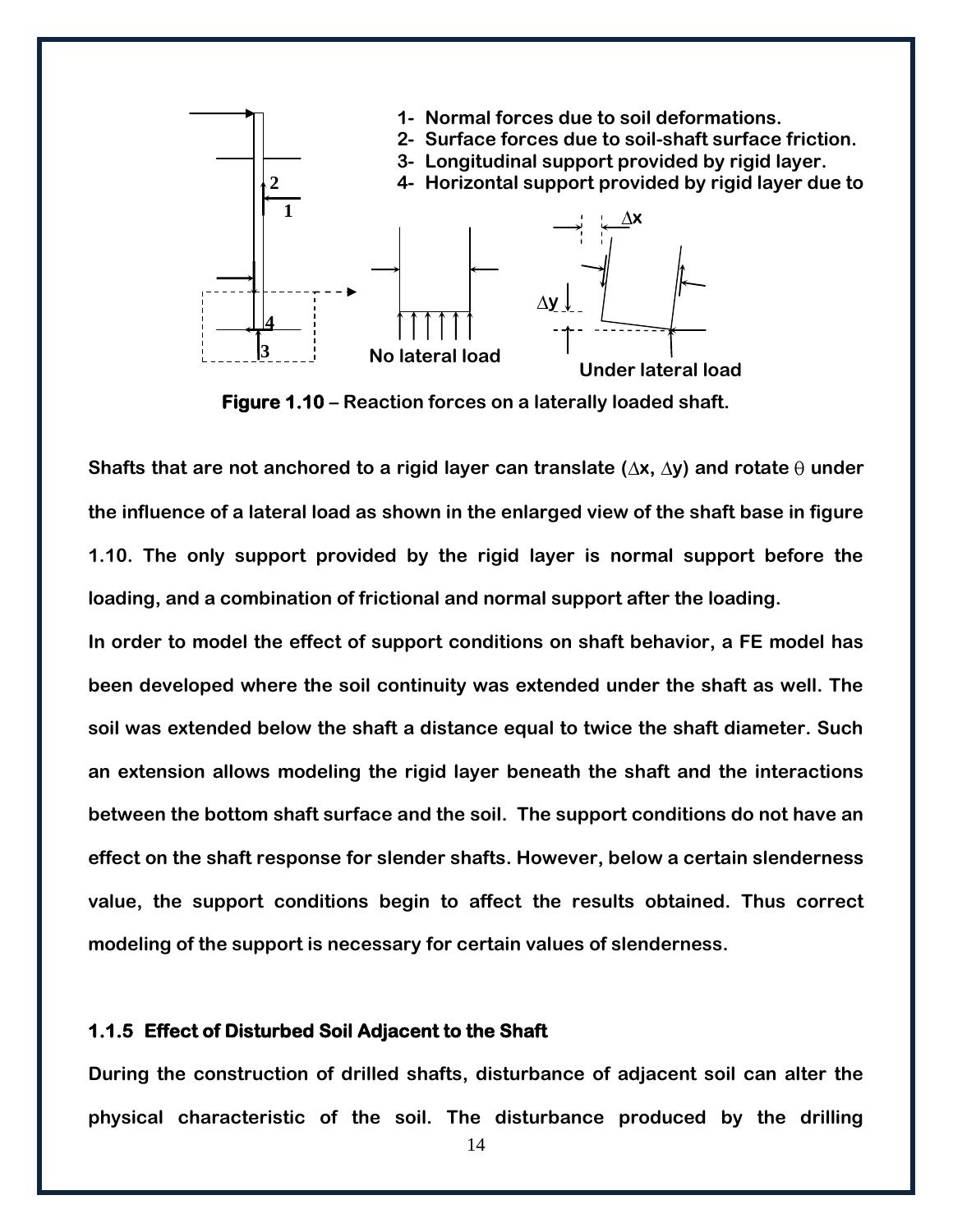1- Normal forces due to soil deformations.
2- Surface forces due to soil-shaft surface friction.
3- Longitudinal support provided by rigid layer.
4- Horizontal support provided by rigid layer due to

No lateral load

Under lateral load

**Figure 1.10** – Reaction forces on a laterally loaded shaft.

Shafts that are not anchored to a rigid layer can translate ($\Delta x$, $\Delta y$) and rotate $\theta$ under the influence of a lateral load as shown in the enlarged view of the shaft base in figure 1.10. The only support provided by the rigid layer is normal support before the loading, and a combination of frictional and normal support after the loading.

In order to model the effect of support conditions on shaft behavior, a FE model has been developed where the soil continuity was extended under the shaft as well. The soil was extended below the shaft a distance equal to twice the shaft diameter. Such an extension allows modeling the rigid layer beneath the shaft and the interactions between the bottom shaft surface and the soil. The support conditions do not have an effect on the shaft response for slender shafts. However, below a certain slenderness value, the support conditions begin to affect the results obtained. Thus correct modeling of the support is necessary for certain values of slenderness.

### 1.1.5 Effect of Disturbed Soil Adjacent to the Shaft

During the construction of drilled shafts, disturbance of adjacent soil can alter the physical characteristic of the soil. The disturbance produced by the drilling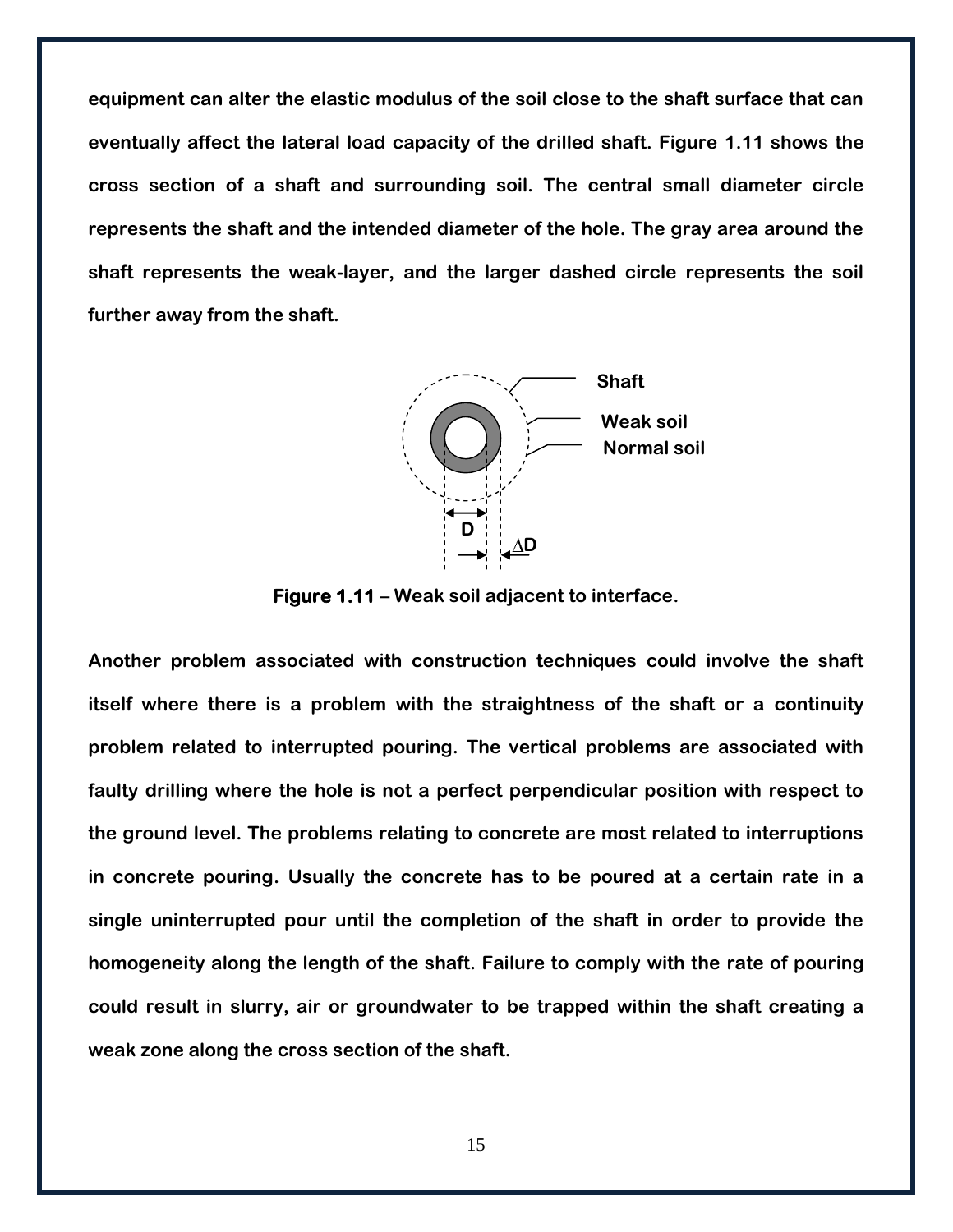equipment can alter the elastic modulus of the soil close to the shaft surface that can eventually affect the lateral load capacity of the drilled shaft. Figure 1.11 shows the cross section of a shaft and surrounding soil. The central small diameter circle represents the shaft and the intended diameter of the hole. The gray area around the shaft represents the weak-layer, and the larger dashed circle represents the soil further away from the shaft.

**Figure 1.11** – Weak soil adjacent to interface.

Another problem associated with construction techniques could involve the shaft itself where there is a problem with the straightness of the shaft or a continuity problem related to interrupted pouring. The vertical problems are associated with faulty drilling where the hole is not a perfect perpendicular position with respect to the ground level. The problems relating to concrete are most related to interruptions in concrete pouring. Usually the concrete has to be poured at a certain rate in a single uninterrupted pour until the completion of the shaft in order to provide the homogeneity along the length of the shaft. Failure to comply with the rate of pouring could result in slurry, air or groundwater to be trapped within the shaft creating a weak zone along the cross section of the shaft.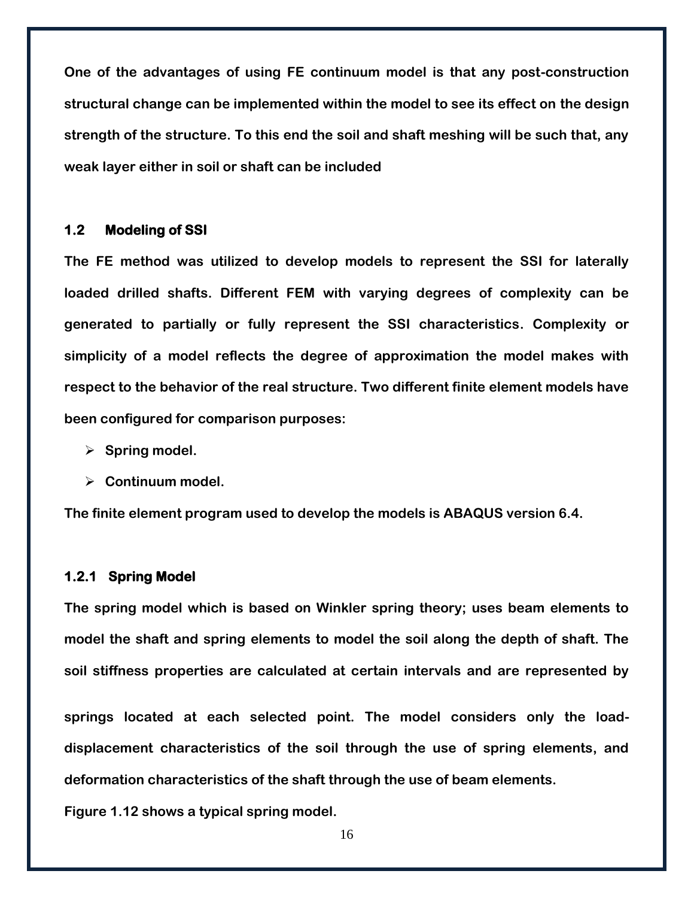One of the advantages of using FE continuum model is that any post-construction structural change can be implemented within the model to see its effect on the design strength of the structure. To this end the soil and shaft meshing will be such that, any weak layer either in soil or shaft can be included

## 1.2 Modeling of SSI

The FE method was utilized to develop models to represent the SSI for laterally loaded drilled shafts. Different FEM with varying degrees of complexity can be generated to partially or fully represent the SSI characteristics. Complexity or simplicity of a model reflects the degree of approximation the model makes with respect to the behavior of the real structure. Two different finite element models have been configured for comparison purposes:

- Spring model.
- Continuum model.

The finite element program used to develop the models is ABAQUS version 6.4.

### 1.2.1 Spring Model

The spring model which is based on Winkler spring theory; uses beam elements to model the shaft and spring elements to model the soil along the depth of shaft. The soil stiffness properties are calculated at certain intervals and are represented by springs located at each selected point. The model considers only the load-displacement characteristics of the soil through the use of spring elements, and deformation characteristics of the shaft through the use of beam elements.

Figure 1.12 shows a typical spring model.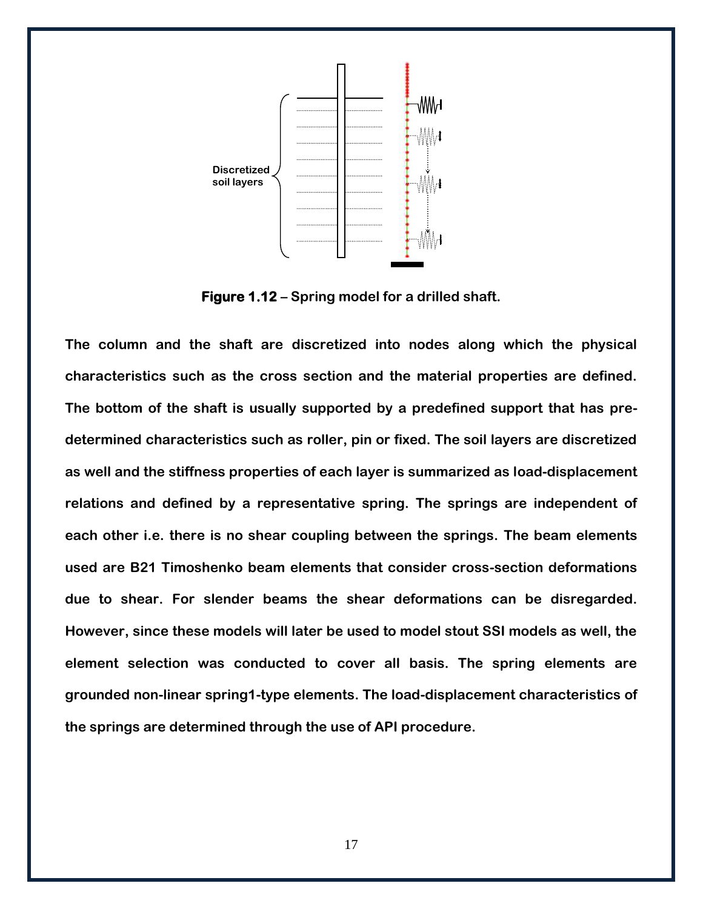**Figure 1.12** – Spring model for a drilled shaft.

The column and the shaft are discretized into nodes along which the physical characteristics such as the cross section and the material properties are defined. The bottom of the shaft is usually supported by a predefined support that has pre-determined characteristics such as roller, pin or fixed. The soil layers are discretized as well and the stiffness properties of each layer is summarized as load-displacement relations and defined by a representative spring. The springs are independent of each other i.e. there is no shear coupling between the springs. The beam elements used are B21 Timoshenko beam elements that consider cross-section deformations due to shear. For slender beams the shear deformations can be disregarded. However, since these models will later be used to model stout SSI models as well, the element selection was conducted to cover all basis. The spring elements are grounded non-linear spring1-type elements. The load-displacement characteristics of the springs are determined through the use of API procedure.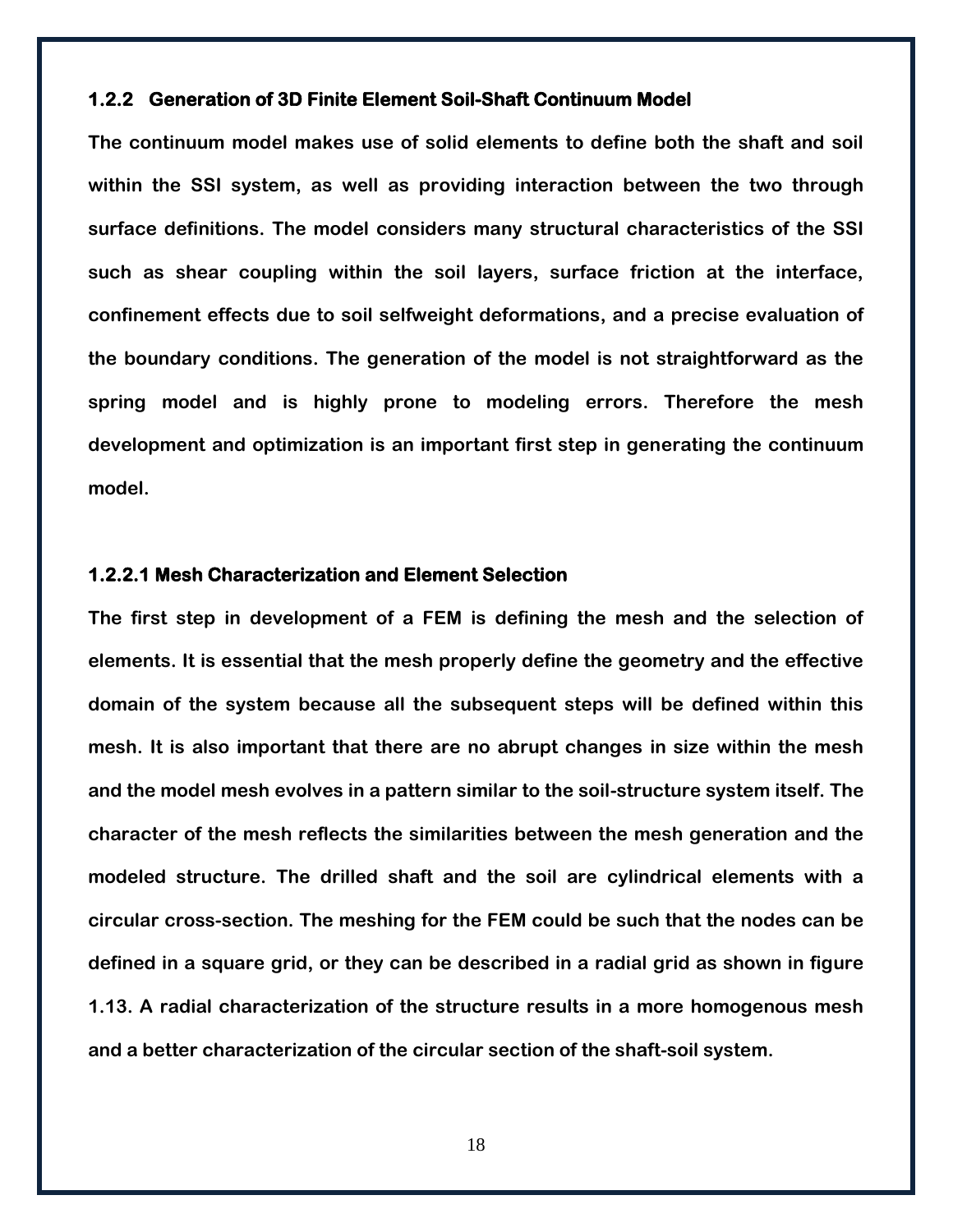### 1.2.2 Generation of 3D Finite Element Soil-Shaft Continuum Model

The continuum model makes use of solid elements to define both the shaft and soil within the SSI system, as well as providing interaction between the two through surface definitions. The model considers many structural characteristics of the SSI such as shear coupling within the soil layers, surface friction at the interface, confinement effects due to soil selfweight deformations, and a precise evaluation of the boundary conditions. The generation of the model is not straightforward as the spring model and is highly prone to modeling errors. Therefore the mesh development and optimization is an important first step in generating the continuum model.

#### 1.2.2.1 Mesh Characterization and Element Selection

The first step in development of a FEM is defining the mesh and the selection of elements. It is essential that the mesh properly define the geometry and the effective domain of the system because all the subsequent steps will be defined within this mesh. It is also important that there are no abrupt changes in size within the mesh and the model mesh evolves in a pattern similar to the soil-structure system itself. The character of the mesh reflects the similarities between the mesh generation and the modeled structure. The drilled shaft and the soil are cylindrical elements with a circular cross-section. The meshing for the FEM could be such that the nodes can be defined in a square grid, or they can be described in a radial grid as shown in figure 1.13. A radial characterization of the structure results in a more homogenous mesh and a better characterization of the circular section of the shaft-soil system.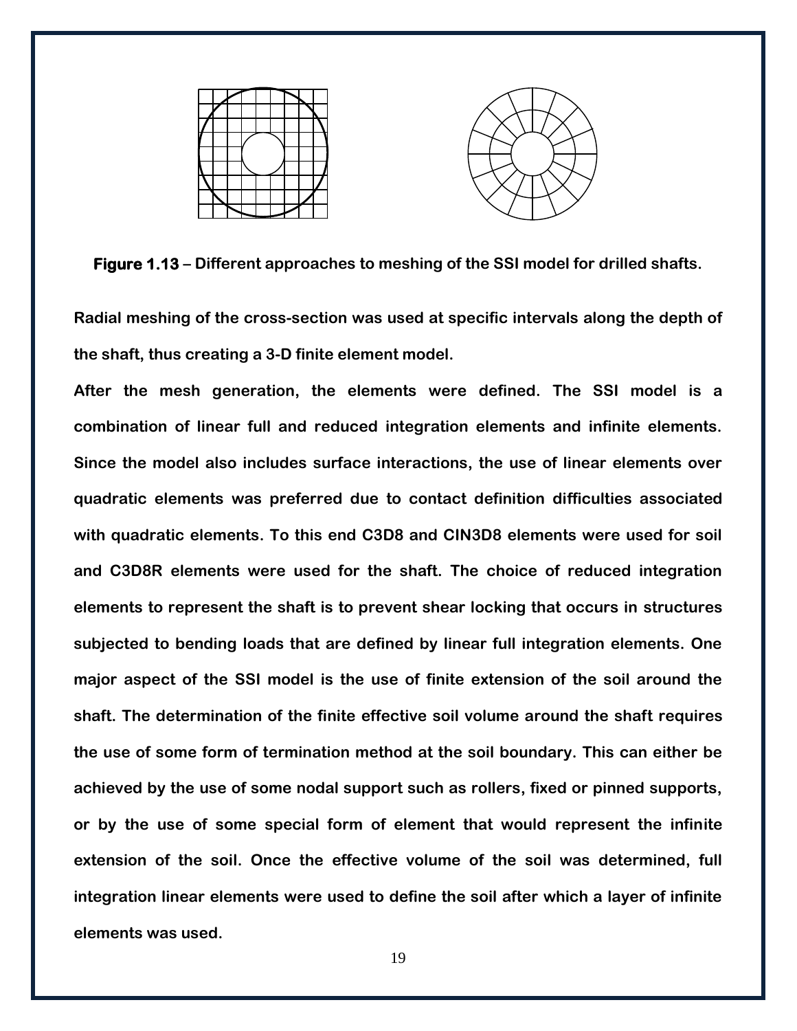**Figure 1.13** – Different approaches to meshing of the SSI model for drilled shafts.

**Radial meshing of the cross-section was used at specific intervals along the depth of the shaft, thus creating a 3-D finite element model.**

**After the mesh generation, the elements were defined. The SSI model is a combination of linear full and reduced integration elements and infinite elements. Since the model also includes surface interactions, the use of linear elements over quadratic elements was preferred due to contact definition difficulties associated with quadratic elements. To this end C3D8 and CIN3D8 elements were used for soil and C3D8R elements were used for the shaft. The choice of reduced integration elements to represent the shaft is to prevent shear locking that occurs in structures subjected to bending loads that are defined by linear full integration elements. One major aspect of the SSI model is the use of finite extension of the soil around the shaft. The determination of the finite effective soil volume around the shaft requires the use of some form of termination method at the soil boundary. This can either be achieved by the use of some nodal support such as rollers, fixed or pinned supports, or by the use of some special form of element that would represent the infinite extension of the soil. Once the effective volume of the soil was determined, full integration linear elements were used to define the soil after which a layer of infinite elements was used.**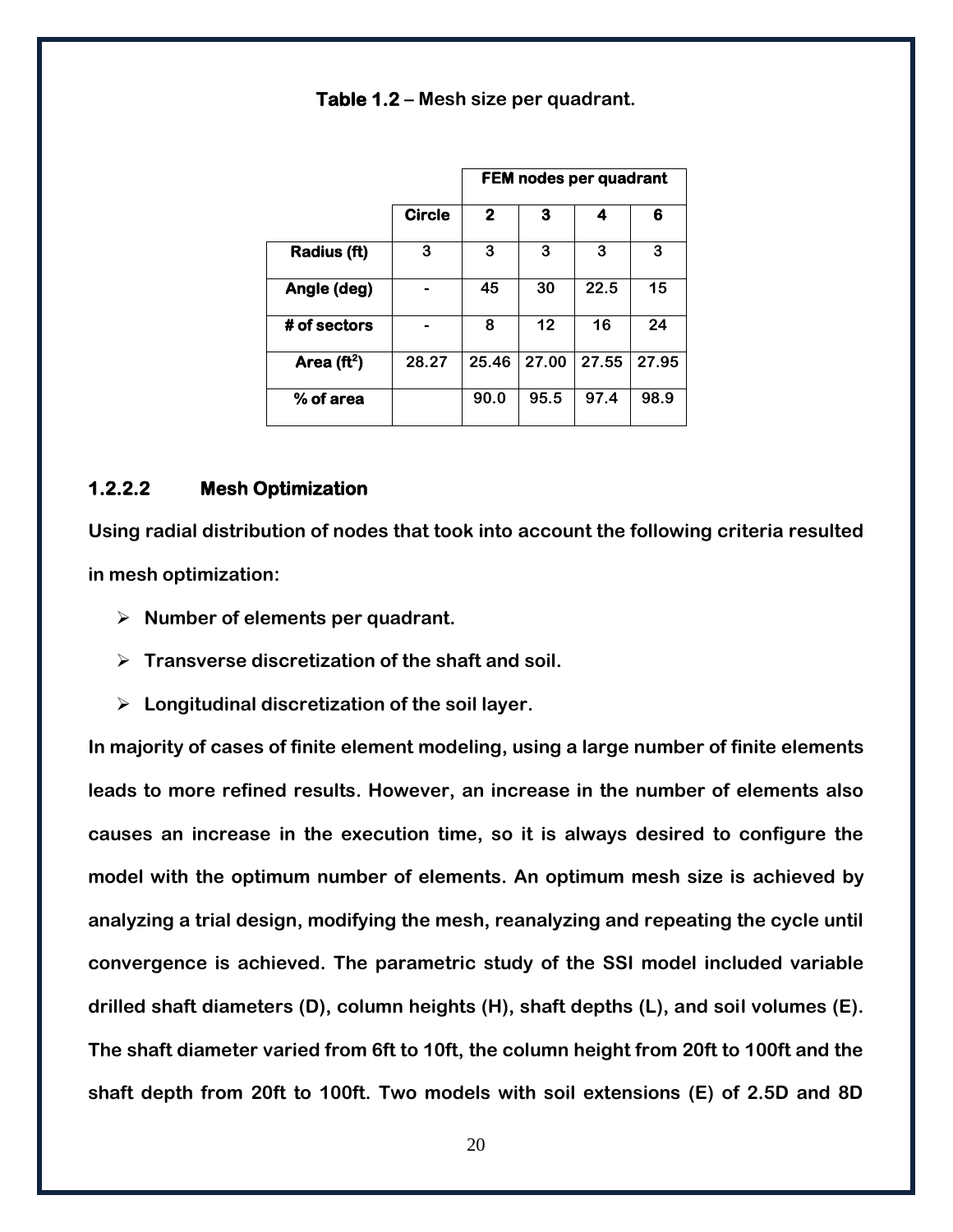**Table 1.2** – Mesh size per quadrant.

| | Circle | FEM nodes per quadrant | | | |
|---|---|---|---|---|---|
| | | 2 | 3 | 4 | 6 |
| Radius (ft) | 3 | 3 | 3 | 3 | 3 |
| Angle (deg) | - | 45 | 30 | 22.5 | 15 |
| # of sectors | - | 8 | 12 | 16 | 24 |
| Area ($ft^2$) | 28.27 | 25.46 | 27.00 | 27.55 | 27.95 |
| % of area | | 90.0 | 95.5 | 97.4 | 98.9 |

#### 1.2.2.2 Mesh Optimization

Using radial distribution of nodes that took into account the following criteria resulted in mesh optimization:

- Number of elements per quadrant.
- Transverse discretization of the shaft and soil.
- Longitudinal discretization of the soil layer.

In majority of cases of finite element modeling, using a large number of finite elements leads to more refined results. However, an increase in the number of elements also causes an increase in the execution time, so it is always desired to configure the model with the optimum number of elements. An optimum mesh size is achieved by analyzing a trial design, modifying the mesh, reanalyzing and repeating the cycle until convergence is achieved. The parametric study of the SSI model included variable drilled shaft diameters (D), column heights (H), shaft depths (L), and soil volumes (E). The shaft diameter varied from 6ft to 10ft, the column height from 20ft to 100ft and the shaft depth from 20ft to 100ft. Two models with soil extensions (E) of 2.5D and 8D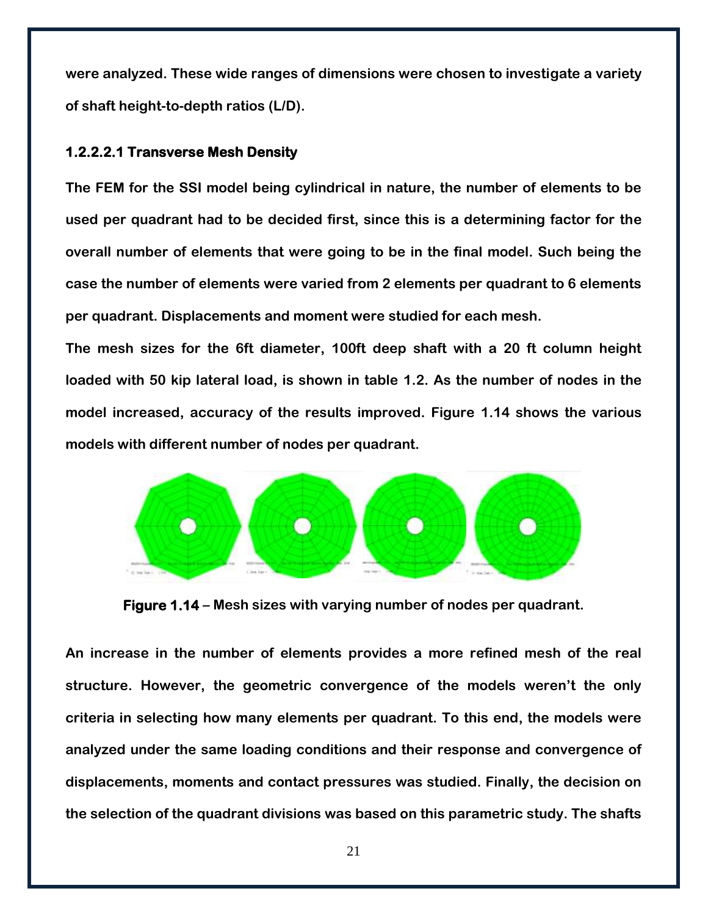were analyzed. These wide ranges of dimensions were chosen to investigate a variety of shaft height-to-depth ratios (L/D).

#### 1.2.2.2.1 Transverse Mesh Density

The FEM for the SSI model being cylindrical in nature, the number of elements to be used per quadrant had to be decided first, since this is a determining factor for the overall number of elements that were going to be in the final model. Such being the case the number of elements were varied from 2 elements per quadrant to 6 elements per quadrant. Displacements and moment were studied for each mesh.

The mesh sizes for the 6ft diameter, 100ft deep shaft with a 20 ft column height loaded with 50 kip lateral load, is shown in table 1.2. As the number of nodes in the model increased, accuracy of the results improved. Figure 1.14 shows the various models with different number of nodes per quadrant.

**Figure 1.14** – Mesh sizes with varying number of nodes per quadrant.

An increase in the number of elements provides a more refined mesh of the real structure. However, the geometric convergence of the models weren't the only criteria in selecting how many elements per quadrant. To this end, the models were analyzed under the same loading conditions and their response and convergence of displacements, moments and contact pressures was studied. Finally, the decision on the selection of the quadrant divisions was based on this parametric study. The shafts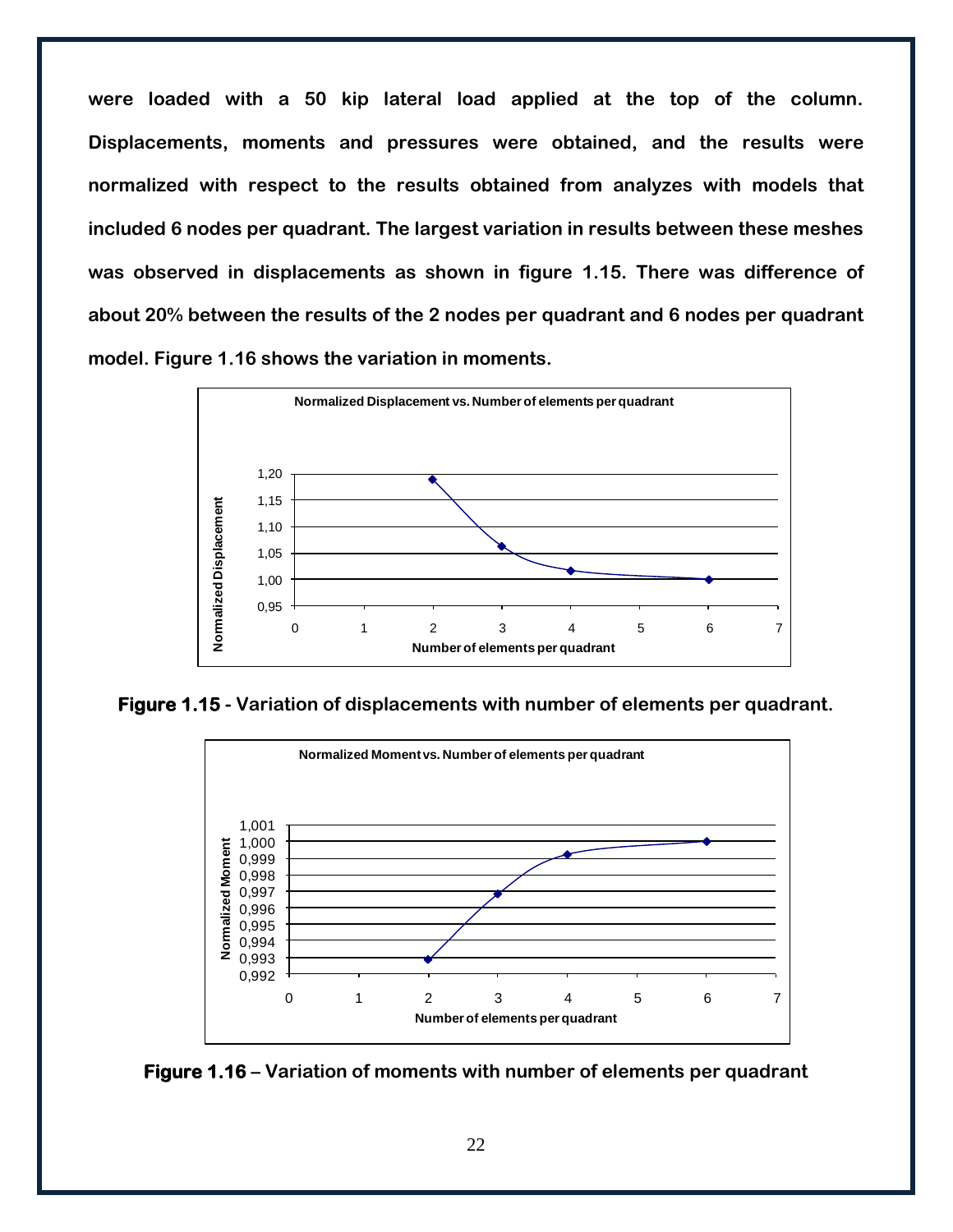were loaded with a 50 kip lateral load applied at the top of the column. Displacements, moments and pressures were obtained, and the results were normalized with respect to the results obtained from analyzes with models that included 6 nodes per quadrant. The largest variation in results between these meshes was observed in displacements as shown in figure 1.15. There was difference of about 20% between the results of the 2 nodes per quadrant and 6 nodes per quadrant model. Figure 1.16 shows the variation in moments.

**Figure 1.15** - Variation of displacements with number of elements per quadrant.

**Figure 1.16** – Variation of moments with number of elements per quadrant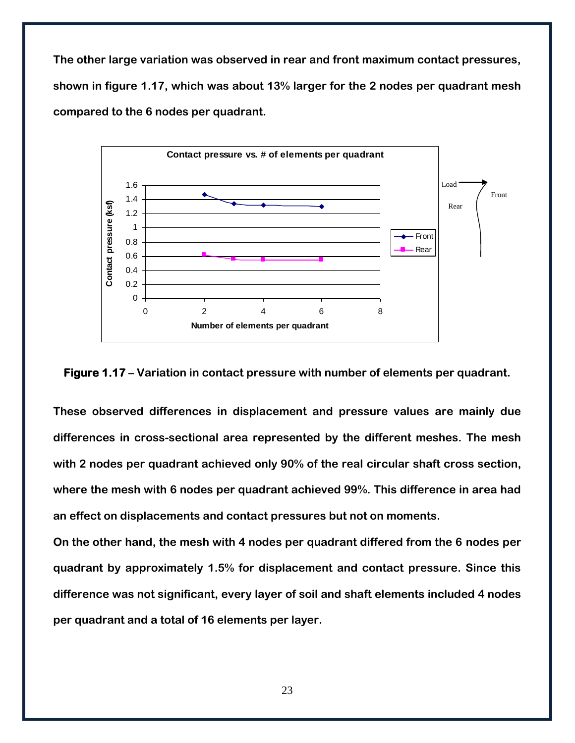**The other large variation was observed in rear and front maximum contact pressures, shown in figure 1.17, which was about 13% larger for the 2 nodes per quadrant mesh compared to the 6 nodes per quadrant.**

**Figure 1.17** – **Variation in contact pressure with number of elements per quadrant.**

**These observed differences in displacement and pressure values are mainly due differences in cross-sectional area represented by the different meshes. The mesh with 2 nodes per quadrant achieved only 90% of the real circular shaft cross section, where the mesh with 6 nodes per quadrant achieved 99%. This difference in area had an effect on displacements and contact pressures but not on moments.**

**On the other hand, the mesh with 4 nodes per quadrant differed from the 6 nodes per quadrant by approximately 1.5% for displacement and contact pressure. Since this difference was not significant, every layer of soil and shaft elements included 4 nodes per quadrant and a total of 16 elements per layer.**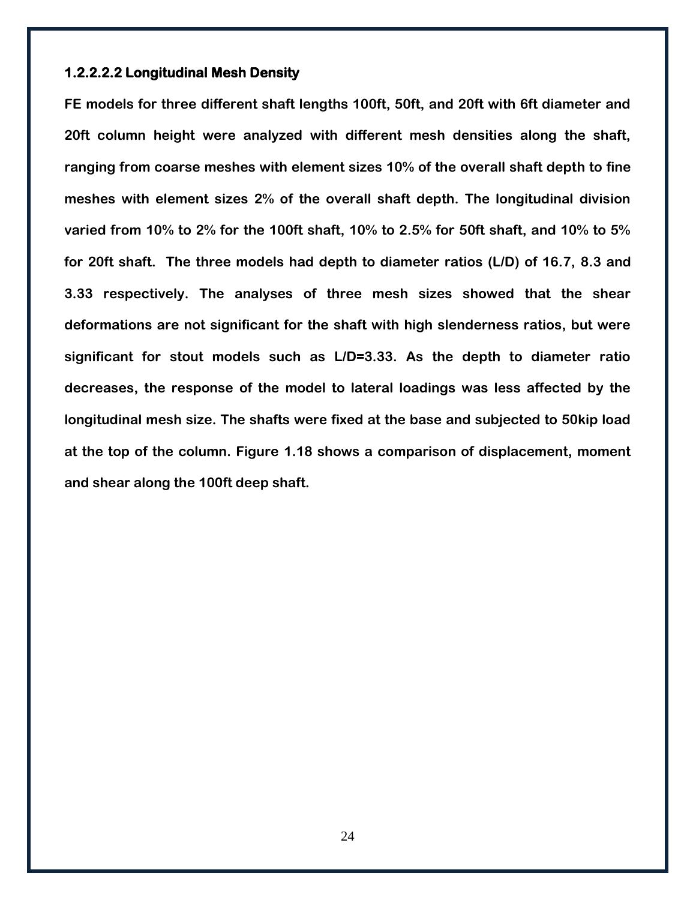#### 1.2.2.2.2 Longitudinal Mesh Density

**FE models for three different shaft lengths 100ft, 50ft, and 20ft with 6ft diameter and 20ft column height were analyzed with different mesh densities along the shaft, ranging from coarse meshes with element sizes 10% of the overall shaft depth to fine meshes with element sizes 2% of the overall shaft depth. The longitudinal division varied from 10% to 2% for the 100ft shaft, 10% to 2.5% for 50ft shaft, and 10% to 5% for 20ft shaft. The three models had depth to diameter ratios (L/D) of 16.7, 8.3 and 3.33 respectively. The analyses of three mesh sizes showed that the shear deformations are not significant for the shaft with high slenderness ratios, but were significant for stout models such as L/D=3.33. As the depth to diameter ratio decreases, the response of the model to lateral loadings was less affected by the longitudinal mesh size. The shafts were fixed at the base and subjected to 50kip load at the top of the column. Figure 1.18 shows a comparison of displacement, moment and shear along the 100ft deep shaft.**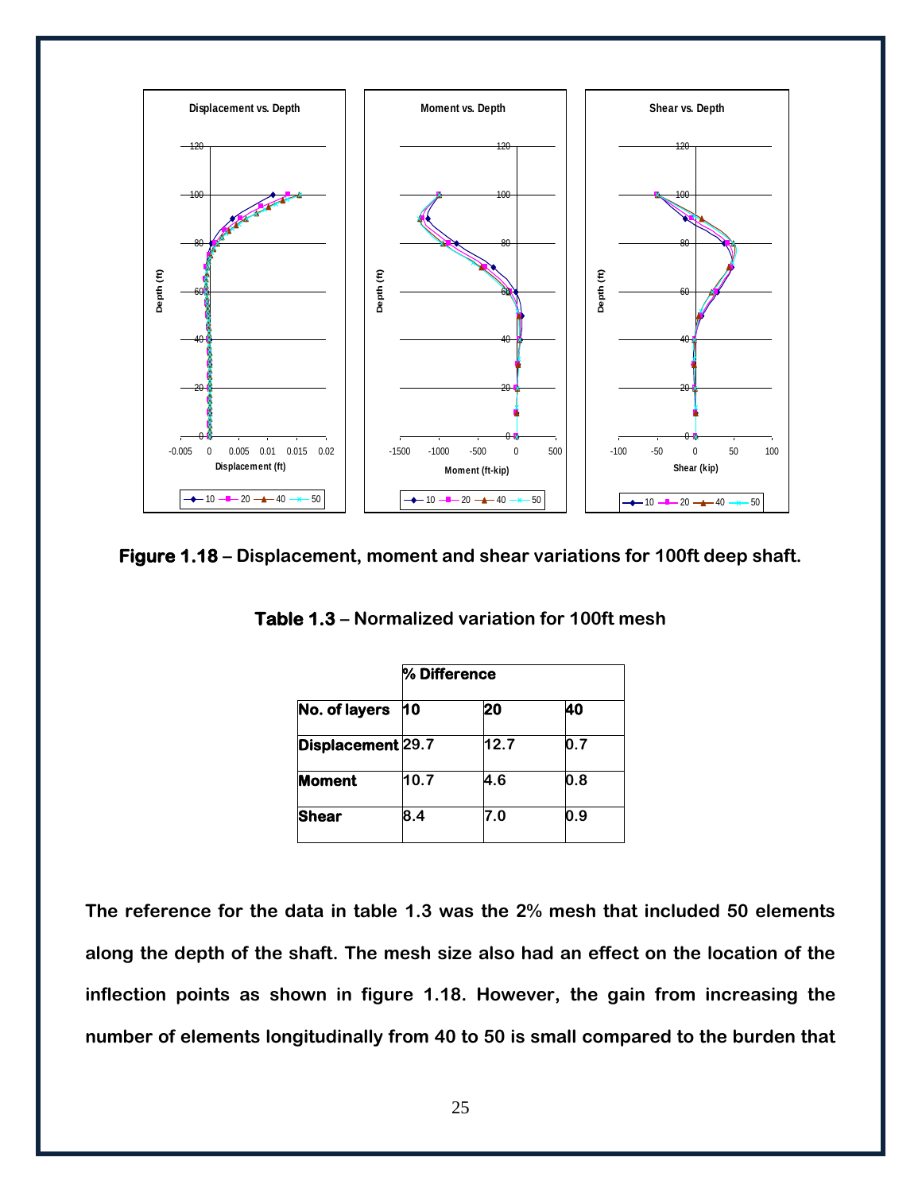**Figure 1.18** – Displacement, moment and shear variations for 100ft deep shaft.

**Table 1.3** – Normalized variation for 100ft mesh

| | % Difference | | |
|---|---|---|---|
| **No. of layers** | **10** | **20** | **40** |
| **Displacement** | 29.7 | 12.7 | 0.7 |
| **Moment** | 10.7 | 4.6 | 0.8 |
| **Shear** | 8.4 | 7.0 | 0.9 |

The reference for the data in table 1.3 was the 2% mesh that included 50 elements along the depth of the shaft. The mesh size also had an effect on the location of the inflection points as shown in figure 1.18. However, the gain from increasing the number of elements longitudinally from 40 to 50 is small compared to the burden that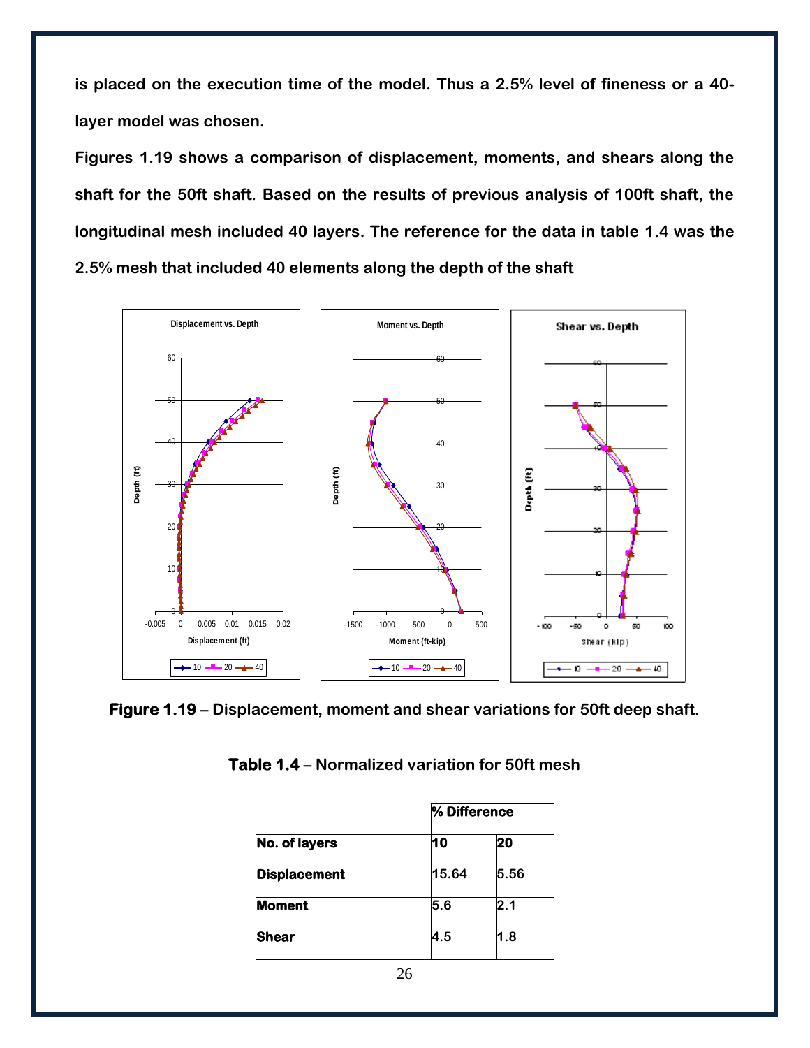**is placed on the execution time of the model. Thus a 2.5% level of fineness or a 40-layer model was chosen.**

**Figures 1.19 shows a comparison of displacement, moments, and shears along the shaft for the 50ft shaft. Based on the results of previous analysis of 100ft shaft, the longitudinal mesh included 40 layers. The reference for the data in table 1.4 was the 2.5% mesh that included 40 elements along the depth of the shaft**

**Figure 1.19** – **Displacement, moment and shear variations for 50ft deep shaft.**

**Table 1.4** – **Normalized variation for 50ft mesh**

| | % Difference | |
|---|---|---|
| **No. of layers** | **10** | **20** |
| **Displacement** | 15.64 | 5.56 |
| **Moment** | 5.6 | 2.1 |
| **Shear** | 4.5 | 1.8 |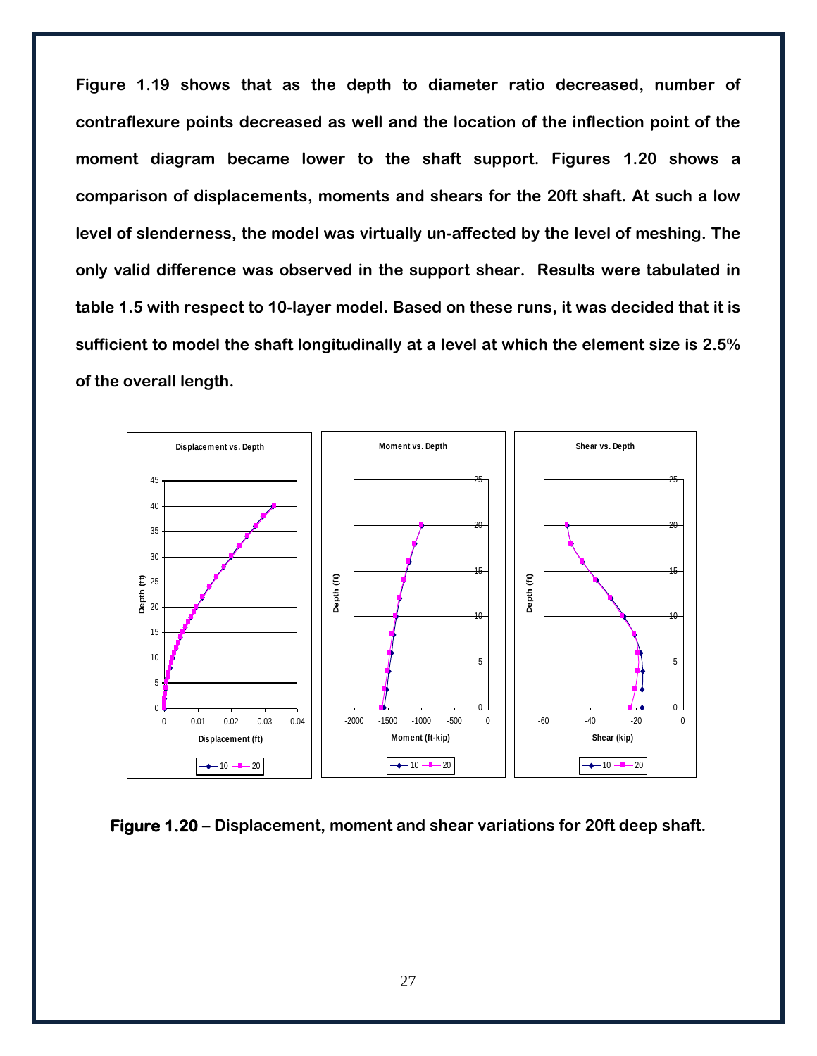**Figure 1.19 shows that as the depth to diameter ratio decreased, number of contraflexure points decreased as well and the location of the inflection point of the moment diagram became lower to the shaft support. Figures 1.20 shows a comparison of displacements, moments and shears for the 20ft shaft. At such a low level of slenderness, the model was virtually un-affected by the level of meshing. The only valid difference was observed in the support shear. Results were tabulated in table 1.5 with respect to 10-layer model. Based on these runs, it was decided that it is sufficient to model the shaft longitudinally at a level at which the element size is 2.5% of the overall length.**

**Figure 1.20** – **Displacement, moment and shear variations for 20ft deep shaft.**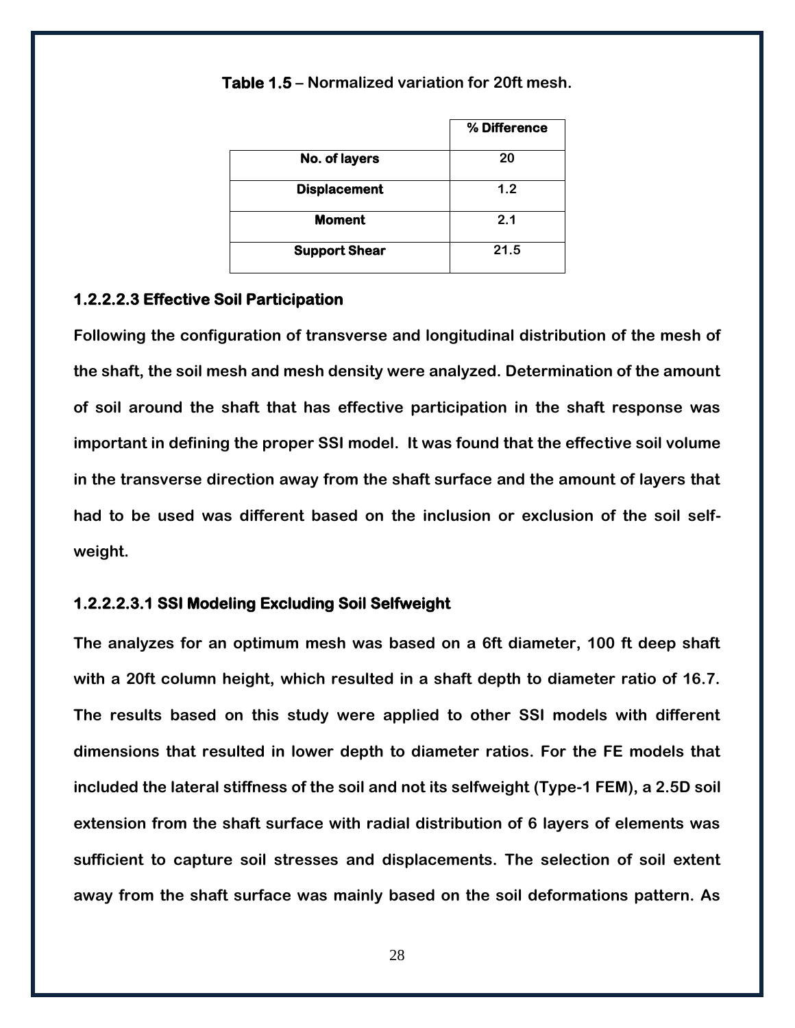**Table 1.5** – Normalized variation for 20ft mesh.

| | % Difference |
|---|---|
| **No. of layers** | 20 |
| **Displacement** | 1.2 |
| **Moment** | 2.1 |
| **Support Shear** | 21.5 |

#### 1.2.2.2.3 Effective Soil Participation

Following the configuration of transverse and longitudinal distribution of the mesh of the shaft, the soil mesh and mesh density were analyzed. Determination of the amount of soil around the shaft that has effective participation in the shaft response was important in defining the proper SSI model. It was found that the effective soil volume in the transverse direction away from the shaft surface and the amount of layers that had to be used was different based on the inclusion or exclusion of the soil self-weight.

##### 1.2.2.2.3.1 SSI Modeling Excluding Soil Selfweight

The analyzes for an optimum mesh was based on a 6ft diameter, 100 ft deep shaft with a 20ft column height, which resulted in a shaft depth to diameter ratio of 16.7. The results based on this study were applied to other SSI models with different dimensions that resulted in lower depth to diameter ratios. For the FE models that included the lateral stiffness of the soil and not its selfweight (Type-1 FEM), a 2.5D soil extension from the shaft surface with radial distribution of 6 layers of elements was sufficient to capture soil stresses and displacements. The selection of soil extent away from the shaft surface was mainly based on the soil deformations pattern. As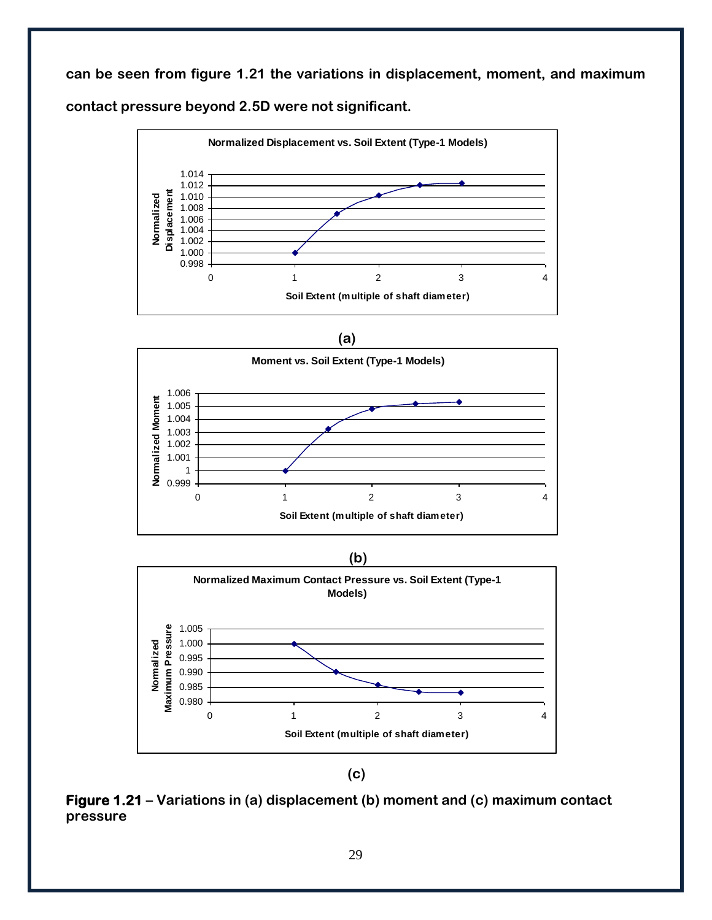can be seen from figure 1.21 the variations in displacement, moment, and maximum contact pressure beyond 2.5D were not significant.

(a)

(b)

(c)

**Figure 1.21** – Variations in (a) displacement (b) moment and (c) maximum contact pressure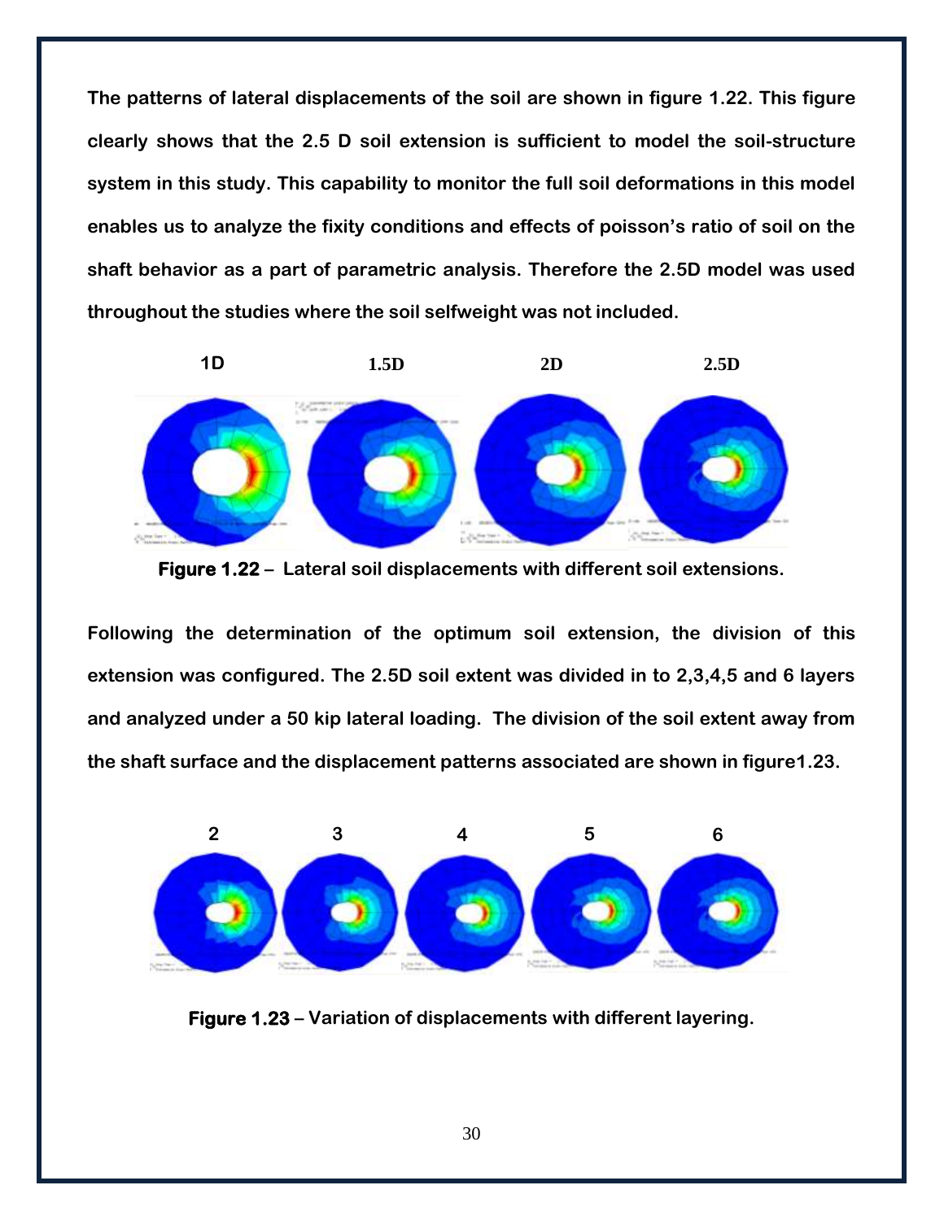**The patterns of lateral displacements of the soil are shown in figure 1.22. This figure clearly shows that the 2.5 D soil extension is sufficient to model the soil-structure system in this study. This capability to monitor the full soil deformations in this model enables us to analyze the fixity conditions and effects of poisson's ratio of soil on the shaft behavior as a part of parametric analysis. Therefore the 2.5D model was used throughout the studies where the soil selfweight was not included.**

**Figure 1.22 – Lateral soil displacements with different soil extensions.**

**Following the determination of the optimum soil extension, the division of this extension was configured. The 2.5D soil extent was divided in to 2,3,4,5 and 6 layers and analyzed under a 50 kip lateral loading. The division of the soil extent away from the shaft surface and the displacement patterns associated are shown in figure1.23.**

**Figure 1.23 – Variation of displacements with different layering.**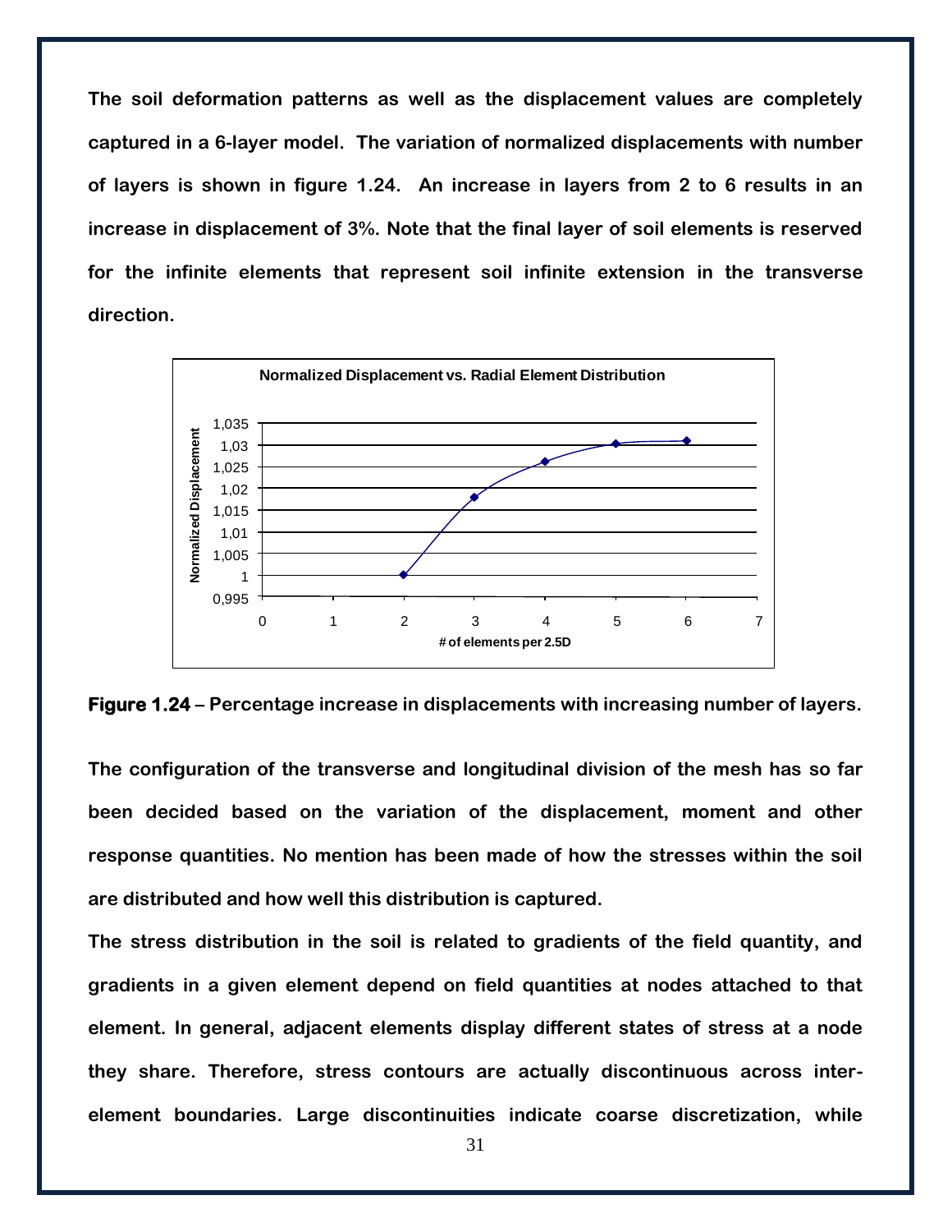**The soil deformation patterns as well as the displacement values are completely captured in a 6-layer model. The variation of normalized displacements with number of layers is shown in figure 1.24. An increase in layers from 2 to 6 results in an increase in displacement of 3%. Note that the final layer of soil elements is reserved for the infinite elements that represent soil infinite extension in the transverse direction.**

**Figure 1.24 – Percentage increase in displacements with increasing number of layers.**

**The configuration of the transverse and longitudinal division of the mesh has so far been decided based on the variation of the displacement, moment and other response quantities. No mention has been made of how the stresses within the soil are distributed and how well this distribution is captured.**

**The stress distribution in the soil is related to gradients of the field quantity, and gradients in a given element depend on field quantities at nodes attached to that element. In general, adjacent elements display different states of stress at a node they share. Therefore, stress contours are actually discontinuous across inter-element boundaries. Large discontinuities indicate coarse discretization, while**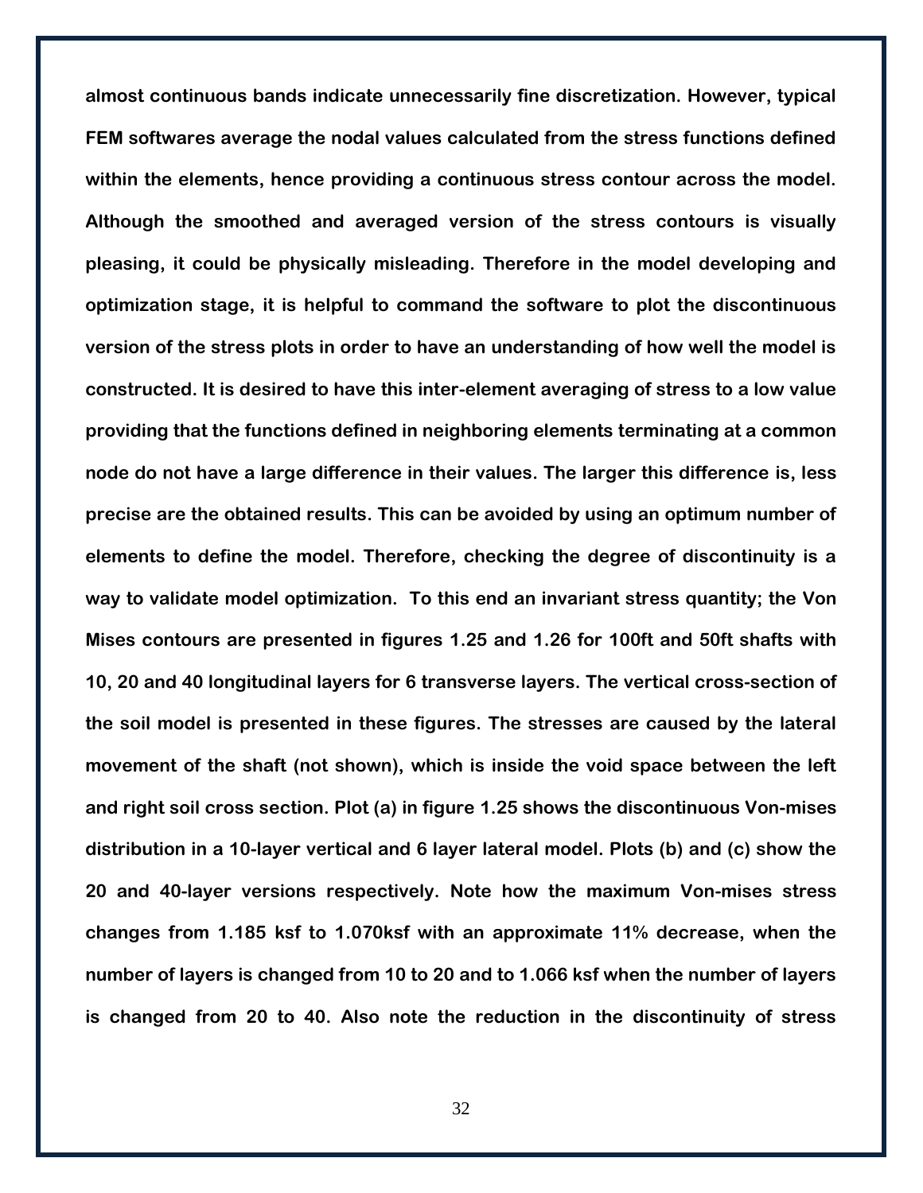almost continuous bands indicate unnecessarily fine discretization. However, typical FEM softwares average the nodal values calculated from the stress functions defined within the elements, hence providing a continuous stress contour across the model. Although the smoothed and averaged version of the stress contours is visually pleasing, it could be physically misleading. Therefore in the model developing and optimization stage, it is helpful to command the software to plot the discontinuous version of the stress plots in order to have an understanding of how well the model is constructed. It is desired to have this inter-element averaging of stress to a low value providing that the functions defined in neighboring elements terminating at a common node do not have a large difference in their values. The larger this difference is, less precise are the obtained results. This can be avoided by using an optimum number of elements to define the model. Therefore, checking the degree of discontinuity is a way to validate model optimization. To this end an invariant stress quantity; the Von Mises contours are presented in figures 1.25 and 1.26 for 100ft and 50ft shafts with 10, 20 and 40 longitudinal layers for 6 transverse layers. The vertical cross-section of the soil model is presented in these figures. The stresses are caused by the lateral movement of the shaft (not shown), which is inside the void space between the left and right soil cross section. Plot (a) in figure 1.25 shows the discontinuous Von-mises distribution in a 10-layer vertical and 6 layer lateral model. Plots (b) and (c) show the 20 and 40-layer versions respectively. Note how the maximum Von-mises stress changes from 1.185 ksf to 1.070ksf with an approximate 11% decrease, when the number of layers is changed from 10 to 20 and to 1.066 ksf when the number of layers is changed from 20 to 40. Also note the reduction in the discontinuity of stress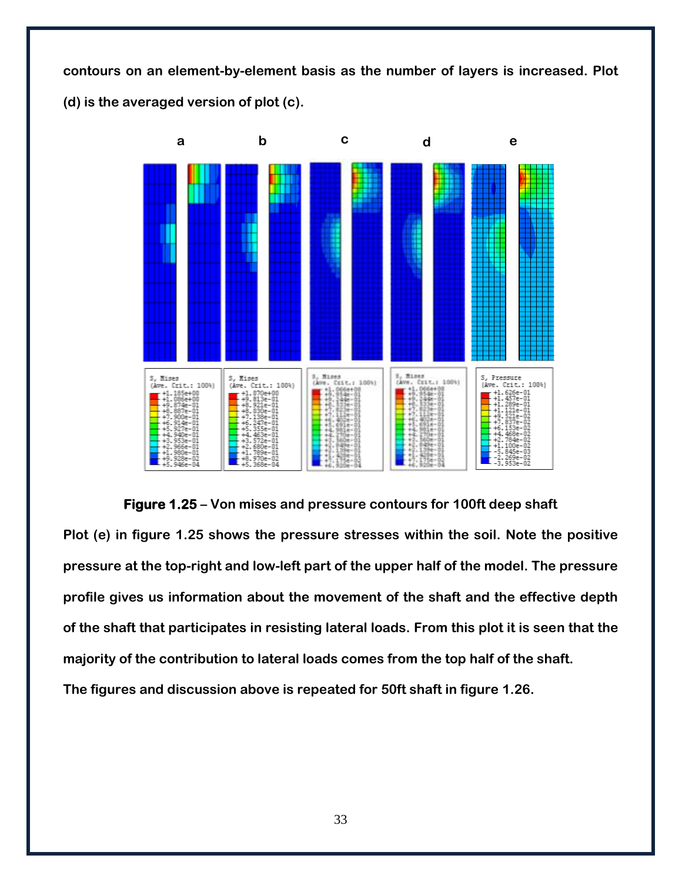**contours on an element-by-element basis as the number of layers is increased. Plot (d) is the averaged version of plot (c).**

**Figure 1.25 – Von mises and pressure contours for 100ft deep shaft**

**Plot (e) in figure 1.25 shows the pressure stresses within the soil. Note the positive pressure at the top-right and low-left part of the upper half of the model. The pressure profile gives us information about the movement of the shaft and the effective depth of the shaft that participates in resisting lateral loads. From this plot it is seen that the majority of the contribution to lateral loads comes from the top half of the shaft.**

**The figures and discussion above is repeated for 50ft shaft in figure 1.26.**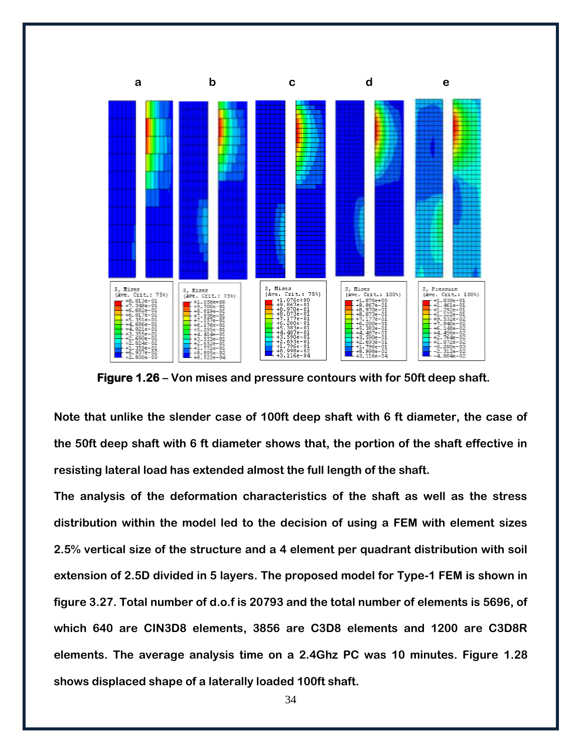**Figure 1.26** – Von mises and pressure contours with for 50ft deep shaft.

**Note that unlike the slender case of 100ft deep shaft with 6 ft diameter, the case of the 50ft deep shaft with 6 ft diameter shows that, the portion of the shaft effective in resisting lateral load has extended almost the full length of the shaft.**

**The analysis of the deformation characteristics of the shaft as well as the stress distribution within the model led to the decision of using a FEM with element sizes 2.5% vertical size of the structure and a 4 element per quadrant distribution with soil extension of 2.5D divided in 5 layers. The proposed model for Type-1 FEM is shown in figure 3.27. Total number of d.o.f is 20793 and the total number of elements is 5696, of which 640 are CIN3D8 elements, 3856 are C3D8 elements and 1200 are C3D8R elements. The average analysis time on a 2.4Ghz PC was 10 minutes. Figure 1.28 shows displaced shape of a laterally loaded 100ft shaft.**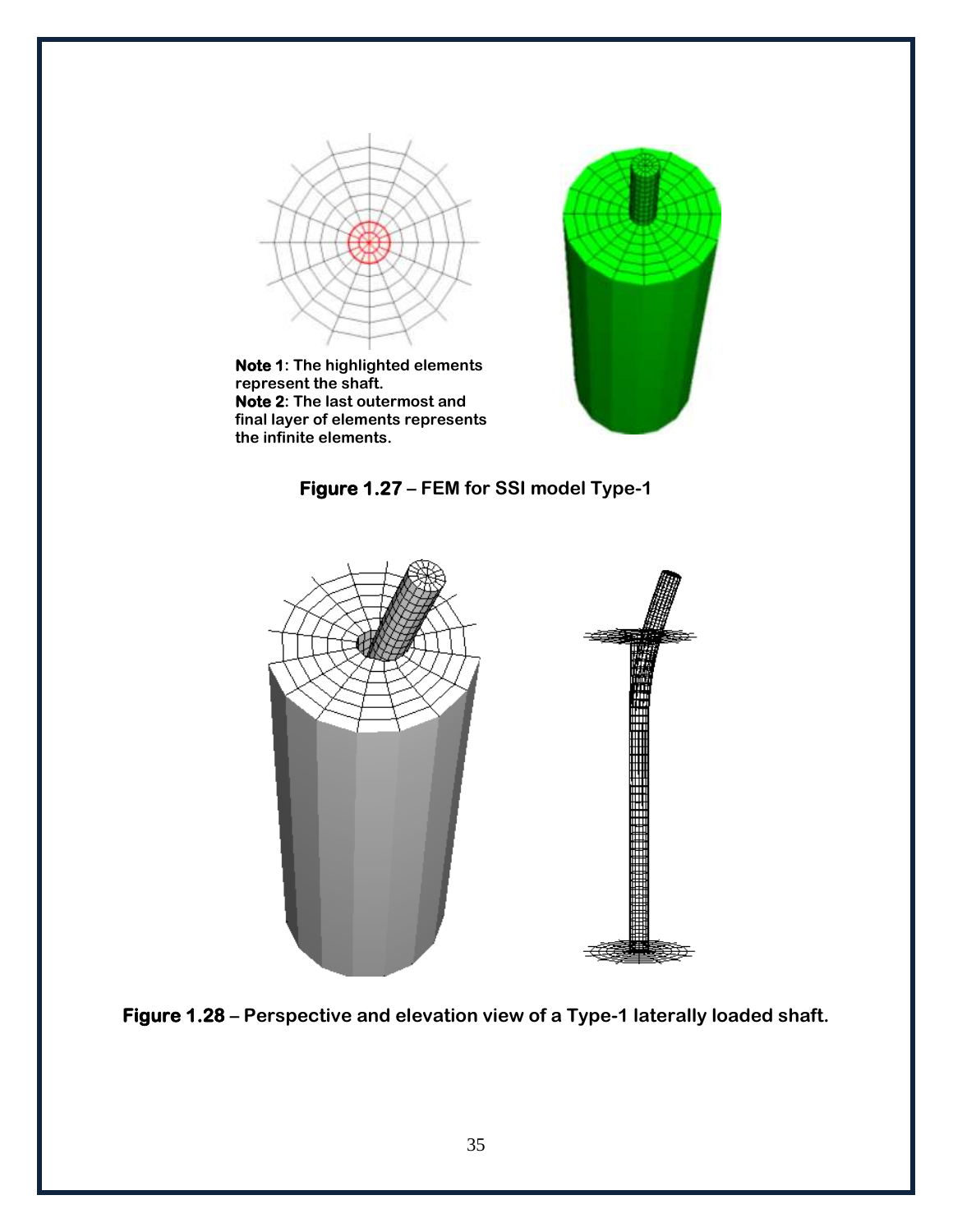**Note 1**: The highlighted elements represent the shaft.
**Note 2**: The last outermost and final layer of elements represents the infinite elements.

**Figure 1.27** – FEM for SSI model Type-1

**Figure 1.28** – Perspective and elevation view of a Type-1 laterally loaded shaft.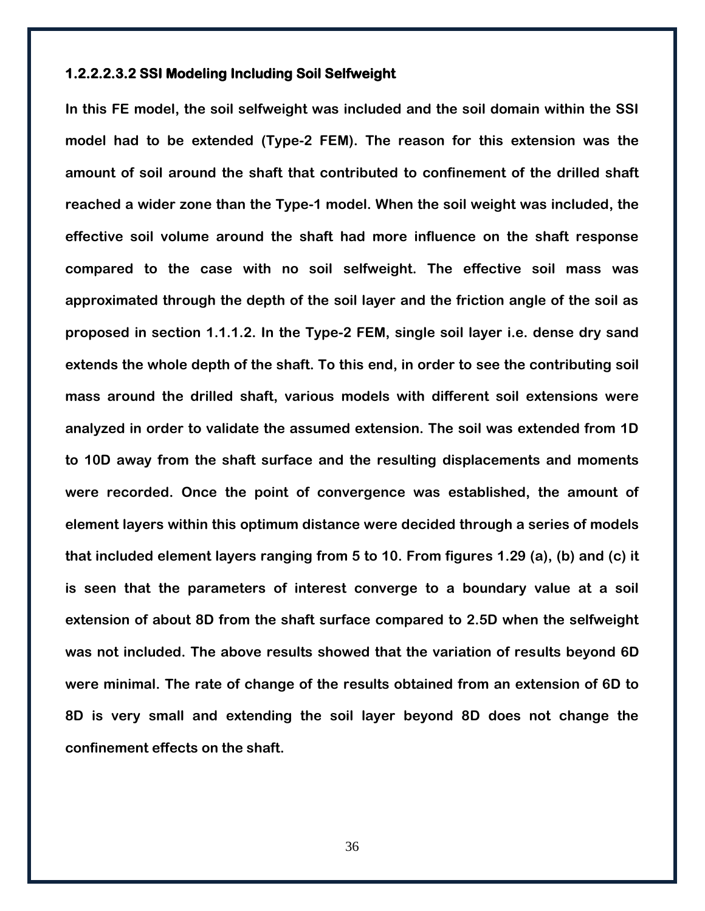#### 1.2.2.2.3.2 SSI Modeling Including Soil Selfweight

In this FE model, the soil selfweight was included and the soil domain within the SSI model had to be extended (Type-2 FEM). The reason for this extension was the amount of soil around the shaft that contributed to confinement of the drilled shaft reached a wider zone than the Type-1 model. When the soil weight was included, the effective soil volume around the shaft had more influence on the shaft response compared to the case with no soil selfweight. The effective soil mass was approximated through the depth of the soil layer and the friction angle of the soil as proposed in section 1.1.1.2. In the Type-2 FEM, single soil layer i.e. dense dry sand extends the whole depth of the shaft. To this end, in order to see the contributing soil mass around the drilled shaft, various models with different soil extensions were analyzed in order to validate the assumed extension. The soil was extended from 1D to 10D away from the shaft surface and the resulting displacements and moments were recorded. Once the point of convergence was established, the amount of element layers within this optimum distance were decided through a series of models that included element layers ranging from 5 to 10. From figures 1.29 (a), (b) and (c) it is seen that the parameters of interest converge to a boundary value at a soil extension of about 8D from the shaft surface compared to 2.5D when the selfweight was not included. The above results showed that the variation of results beyond 6D were minimal. The rate of change of the results obtained from an extension of 6D to 8D is very small and extending the soil layer beyond 8D does not change the confinement effects on the shaft.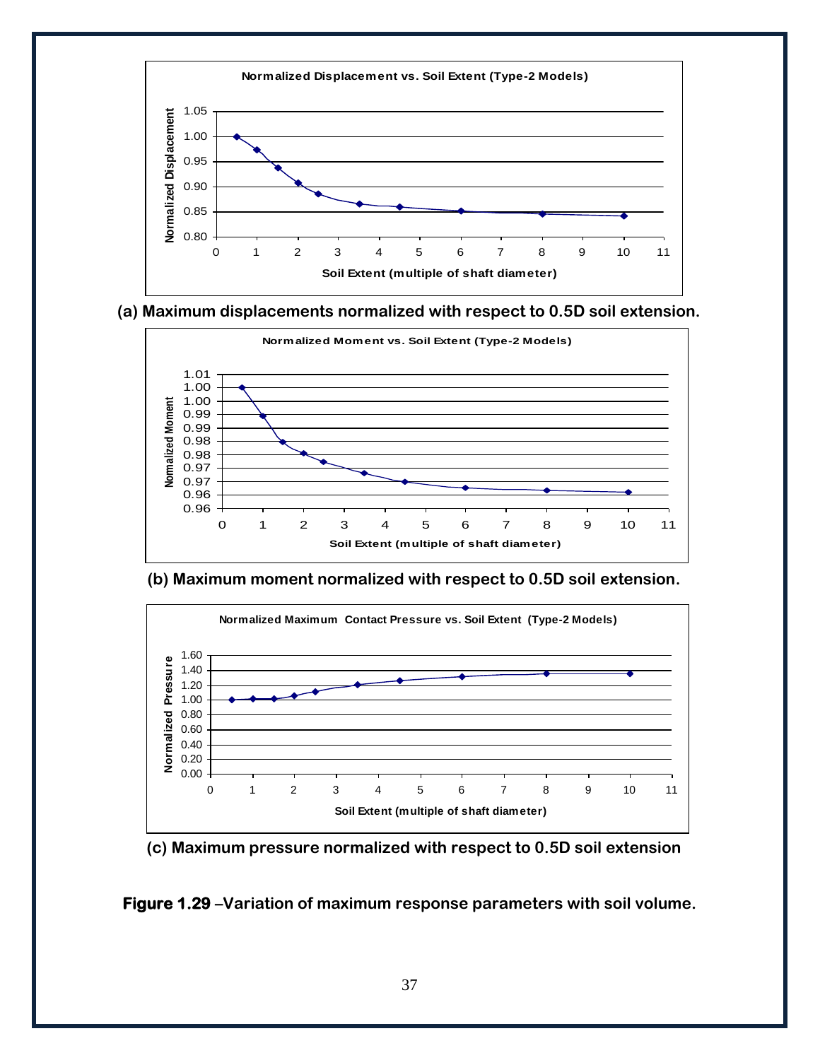(a) Maximum displacements normalized with respect to 0.5D soil extension.

(b) Maximum moment normalized with respect to 0.5D soil extension.

(c) Maximum pressure normalized with respect to 0.5D soil extension

**Figure 1.29** –Variation of maximum response parameters with soil volume.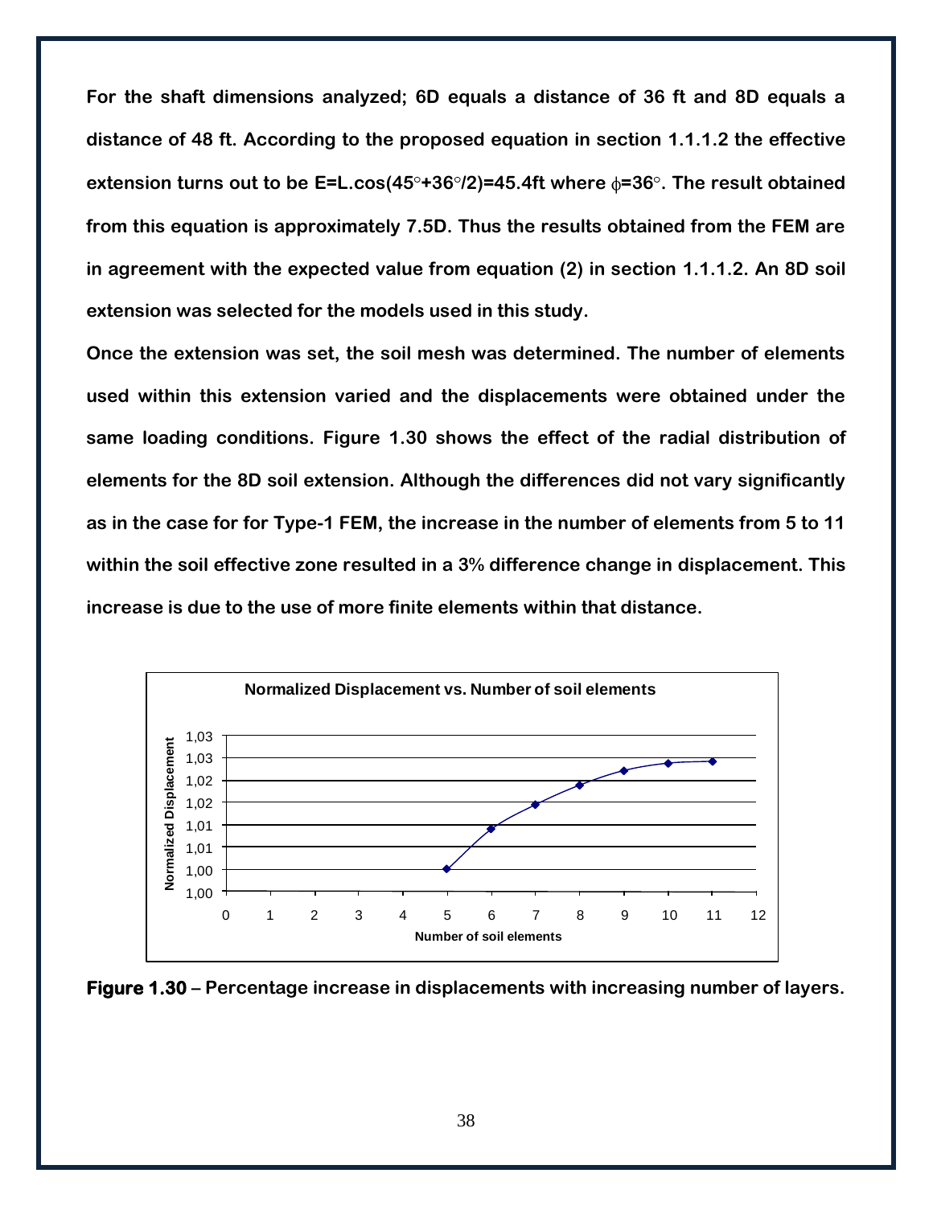For the shaft dimensions analyzed; 6D equals a distance of 36 ft and 8D equals a distance of 48 ft. According to the proposed equation in section 1.1.1.2 the effective extension turns out to be $E = L.\cos(45^\circ + 36^\circ/2) = 45.4$ft where $\phi = 36^\circ$. The result obtained from this equation is approximately 7.5D. Thus the results obtained from the FEM are in agreement with the expected value from equation (2) in section 1.1.1.2. An 8D soil extension was selected for the models used in this study.

Once the extension was set, the soil mesh was determined. The number of elements used within this extension varied and the displacements were obtained under the same loading conditions. Figure 1.30 shows the effect of the radial distribution of elements for the 8D soil extension. Although the differences did not vary significantly as in the case for for Type-1 FEM, the increase in the number of elements from 5 to 11 within the soil effective zone resulted in a 3% difference change in displacement. This increase is due to the use of more finite elements within that distance.

**Figure 1.30** – Percentage increase in displacements with increasing number of layers.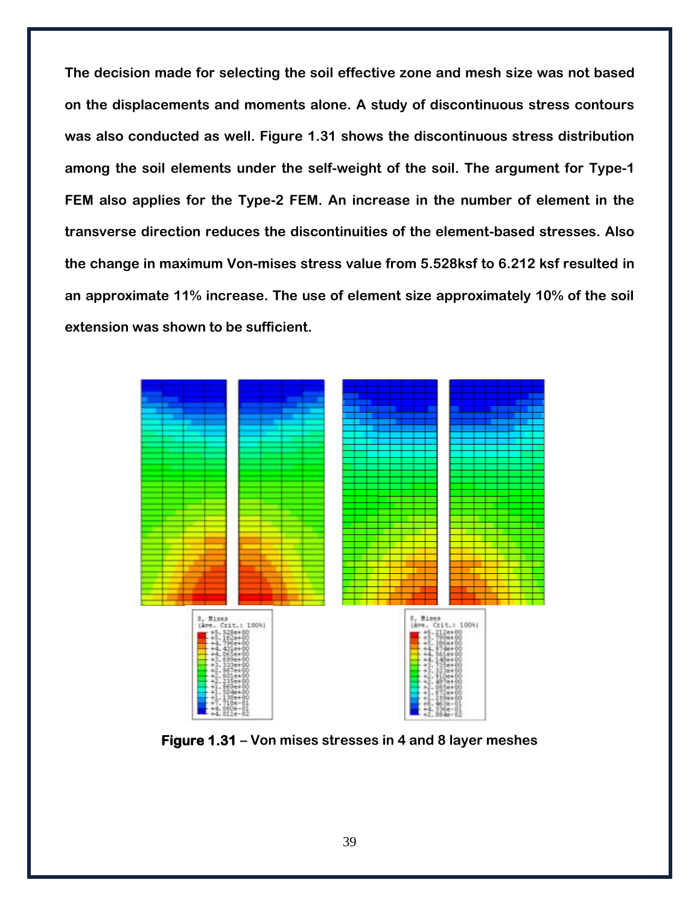The decision made for selecting the soil effective zone and mesh size was not based on the displacements and moments alone. A study of discontinuous stress contours was also conducted as well. Figure 1.31 shows the discontinuous stress distribution among the soil elements under the self-weight of the soil. The argument for Type-1 FEM also applies for the Type-2 FEM. An increase in the number of element in the transverse direction reduces the discontinuities of the element-based stresses. Also the change in maximum Von-mises stress value from 5.528ksf to 6.212 ksf resulted in an approximate 11% increase. The use of element size approximately 10% of the soil extension was shown to be sufficient.

**Figure 1.31** – Von mises stresses in 4 and 8 layer meshes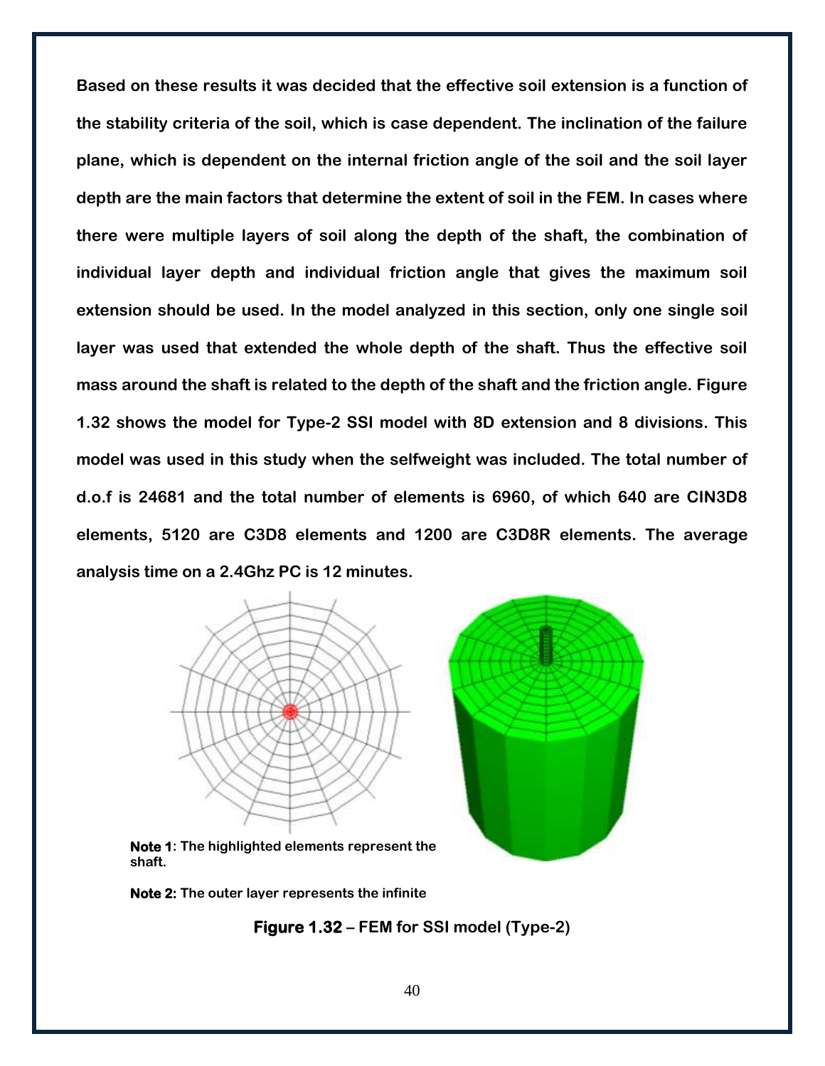**Based on these results it was decided that the effective soil extension is a function of the stability criteria of the soil, which is case dependent. The inclination of the failure plane, which is dependent on the internal friction angle of the soil and the soil layer depth are the main factors that determine the extent of soil in the FEM. In cases where there were multiple layers of soil along the depth of the shaft, the combination of individual layer depth and individual friction angle that gives the maximum soil extension should be used. In the model analyzed in this section, only one single soil layer was used that extended the whole depth of the shaft. Thus the effective soil mass around the shaft is related to the depth of the shaft and the friction angle. Figure 1.32 shows the model for Type-2 SSI model with 8D extension and 8 divisions. This model was used in this study when the selfweight was included. The total number of d.o.f is 24681 and the total number of elements is 6960, of which 640 are CIN3D8 elements, 5120 are C3D8 elements and 1200 are C3D8R elements. The average analysis time on a 2.4Ghz PC is 12 minutes.**

**Note 1**: The highlighted elements represent the shaft.

**Note 2:** The outer layer represents the infinite

**Figure 1.32** – FEM for SSI model (Type-2)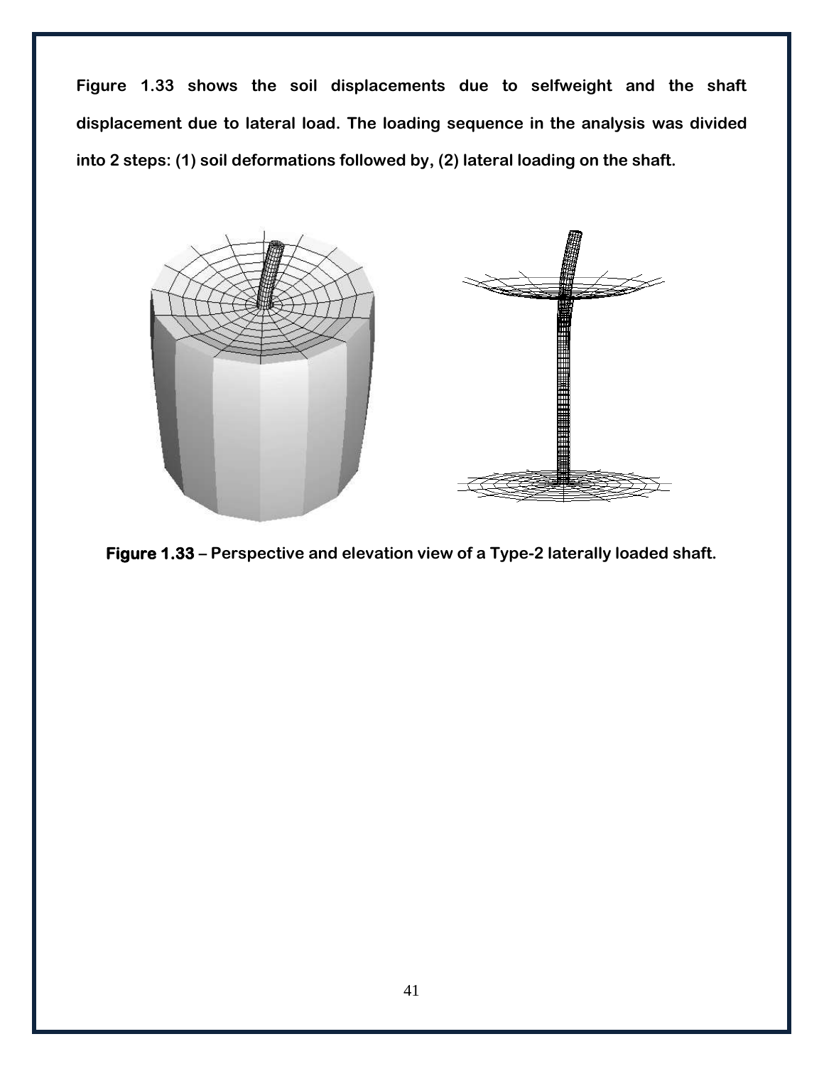**Figure 1.33 shows the soil displacements due to selfweight and the shaft displacement due to lateral load. The loading sequence in the analysis was divided into 2 steps: (1) soil deformations followed by, (2) lateral loading on the shaft.**

**Figure 1.33 – Perspective and elevation view of a Type-2 laterally loaded shaft.**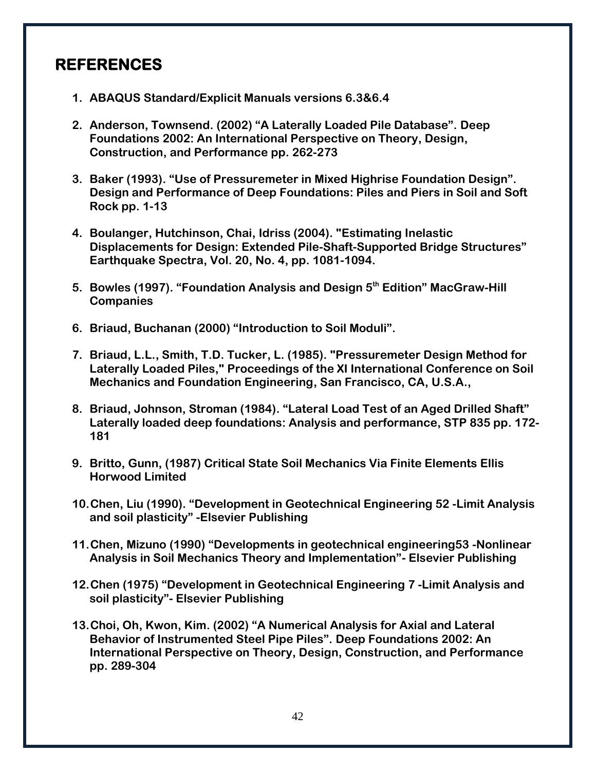# REFERENCES

1. ABAQUS Standard/Explicit Manuals versions 6.3&6.4

2. Anderson, Townsend. (2002) "A Laterally Loaded Pile Database". Deep Foundations 2002: An International Perspective on Theory, Design, Construction, and Performance pp. 262-273

3. Baker (1993). "Use of Pressuremeter in Mixed Highrise Foundation Design". Design and Performance of Deep Foundations: Piles and Piers in Soil and Soft Rock pp. 1-13

4. Boulanger, Hutchinson, Chai, Idriss (2004). "Estimating Inelastic Displacements for Design: Extended Pile-Shaft-Supported Bridge Structures" Earthquake Spectra, Vol. 20, No. 4, pp. 1081-1094.

5. Bowles (1997). "Foundation Analysis and Design 5th Edition" MacGraw-Hill Companies

6. Briaud, Buchanan (2000) "Introduction to Soil Moduli".

7. Briaud, L.L., Smith, T.D. Tucker, L. (1985). "Pressuremeter Design Method for Laterally Loaded Piles," Proceedings of the XI International Conference on Soil Mechanics and Foundation Engineering, San Francisco, CA, U.S.A.,

8. Briaud, Johnson, Stroman (1984). "Lateral Load Test of an Aged Drilled Shaft" Laterally loaded deep foundations: Analysis and performance, STP 835 pp. 172-181

9. Britto, Gunn, (1987) Critical State Soil Mechanics Via Finite Elements Ellis Horwood Limited

10. Chen, Liu (1990). "Development in Geotechnical Engineering 52 -Limit Analysis and soil plasticity" -Elsevier Publishing

11. Chen, Mizuno (1990) "Developments in geotechnical engineering53 -Nonlinear Analysis in Soil Mechanics Theory and Implementation"- Elsevier Publishing

12. Chen (1975) "Development in Geotechnical Engineering 7 -Limit Analysis and soil plasticity"- Elsevier Publishing

13. Choi, Oh, Kwon, Kim. (2002) "A Numerical Analysis for Axial and Lateral Behavior of Instrumented Steel Pipe Piles". Deep Foundations 2002: An International Perspective on Theory, Design, Construction, and Performance pp. 289-304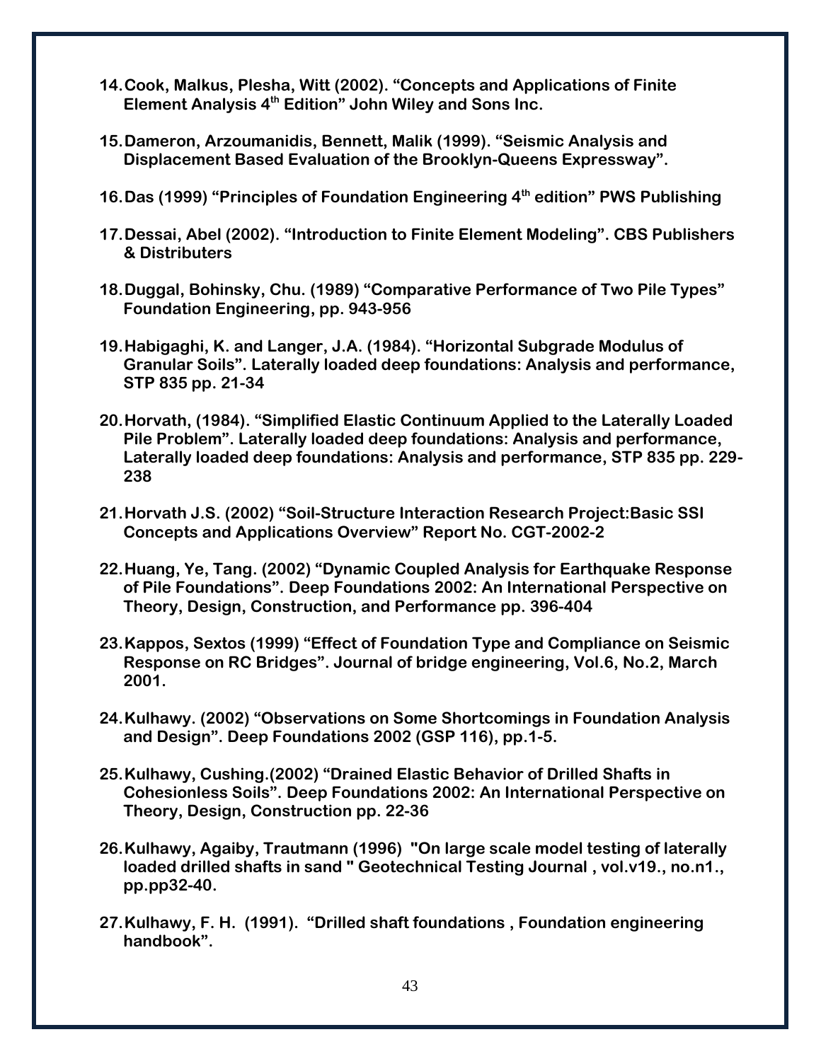14. Cook, Malkus, Plesha, Witt (2002). “Concepts and Applications of Finite Element Analysis 4th Edition” John Wiley and Sons Inc.

15. Dameron, Arzoumanidis, Bennett, Malik (1999). “Seismic Analysis and Displacement Based Evaluation of the Brooklyn-Queens Expressway”.

16. Das (1999) “Principles of Foundation Engineering 4th edition” PWS Publishing

17. Dessai, Abel (2002). “Introduction to Finite Element Modeling”. CBS Publishers & Distributers

18. Duggal, Bohinsky, Chu. (1989) “Comparative Performance of Two Pile Types” Foundation Engineering, pp. 943-956

19. Habigaghi, K. and Langer, J.A. (1984). “Horizontal Subgrade Modulus of Granular Soils”. Laterally loaded deep foundations: Analysis and performance, STP 835 pp. 21-34

20. Horvath, (1984). “Simplified Elastic Continuum Applied to the Laterally Loaded Pile Problem”. Laterally loaded deep foundations: Analysis and performance, Laterally loaded deep foundations: Analysis and performance, STP 835 pp. 229-238

21. Horvath J.S. (2002) “Soil-Structure Interaction Research Project:Basic SSI Concepts and Applications Overview” Report No. CGT-2002-2

22. Huang, Ye, Tang. (2002) “Dynamic Coupled Analysis for Earthquake Response of Pile Foundations”. Deep Foundations 2002: An International Perspective on Theory, Design, Construction, and Performance pp. 396-404

23. Kappos, Sextos (1999) “Effect of Foundation Type and Compliance on Seismic Response on RC Bridges”. Journal of bridge engineering, Vol.6, No.2, March 2001.

24. Kulhawy. (2002) “Observations on Some Shortcomings in Foundation Analysis and Design”. Deep Foundations 2002 (GSP 116), pp.1-5.

25. Kulhawy, Cushing.(2002) “Drained Elastic Behavior of Drilled Shafts in Cohesionless Soils”. Deep Foundations 2002: An International Perspective on Theory, Design, Construction pp. 22-36

26. Kulhawy, Agaiby, Trautmann (1996) "On large scale model testing of laterally loaded drilled shafts in sand " Geotechnical Testing Journal , vol.v19., no.n1., pp.pp32-40.

27. Kulhawy, F. H. (1991). “Drilled shaft foundations , Foundation engineering handbook”.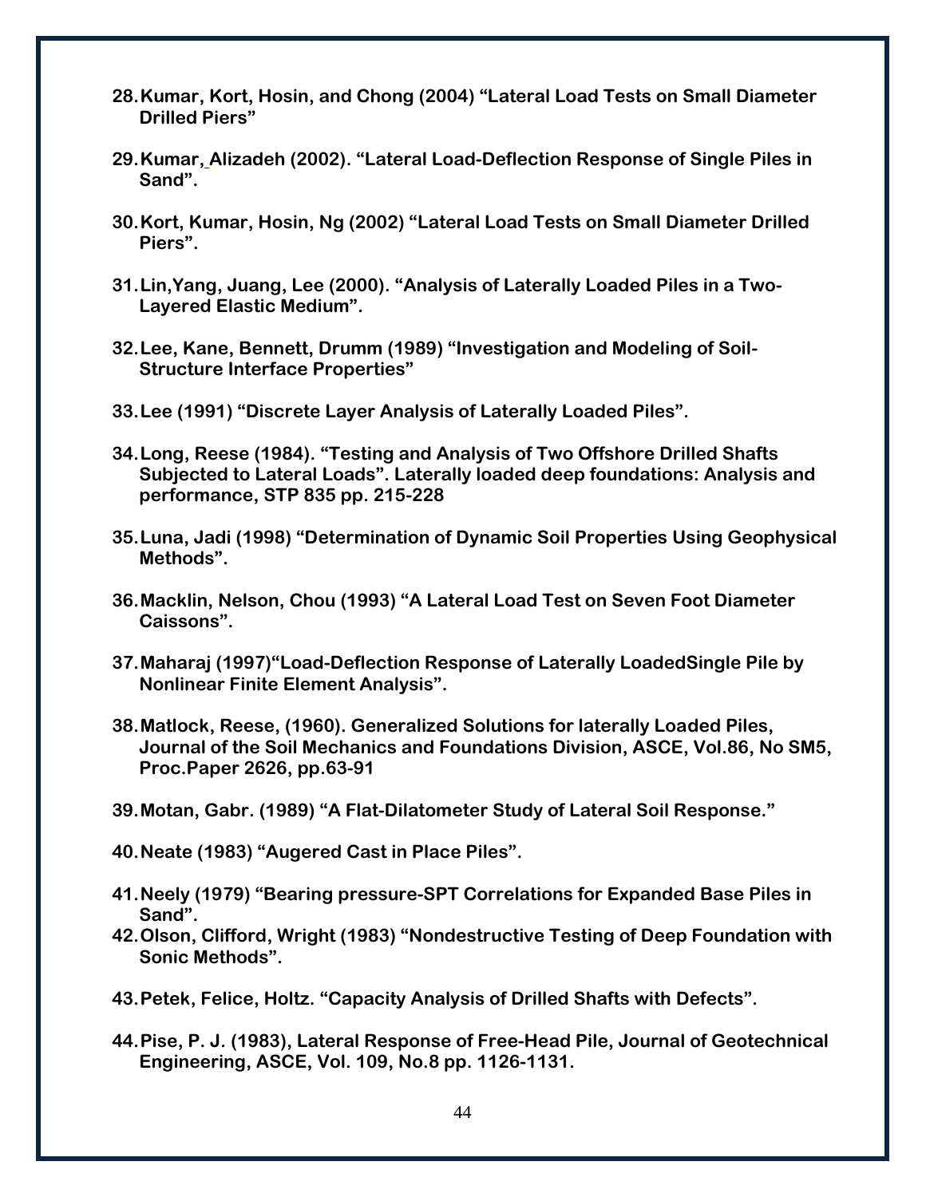28. **Kumar, Kort, Hosin, and Chong (2004) "Lateral Load Tests on Small Diameter Drilled Piers"**

29. **Kumar, Alizadeh (2002). "Lateral Load-Deflection Response of Single Piles in Sand".**

30. **Kort, Kumar, Hosin, Ng (2002) "Lateral Load Tests on Small Diameter Drilled Piers".**

31. **Lin,Yang, Juang, Lee (2000). "Analysis of Laterally Loaded Piles in a Two-Layered Elastic Medium".**

32. **Lee, Kane, Bennett, Drumm (1989) "Investigation and Modeling of Soil-Structure Interface Properties"**

33. **Lee (1991) "Discrete Layer Analysis of Laterally Loaded Piles".**

34. **Long, Reese (1984). "Testing and Analysis of Two Offshore Drilled Shafts Subjected to Lateral Loads". Laterally loaded deep foundations: Analysis and performance, STP 835 pp. 215-228**

35. **Luna, Jadi (1998) "Determination of Dynamic Soil Properties Using Geophysical Methods".**

36. **Macklin, Nelson, Chou (1993) "A Lateral Load Test on Seven Foot Diameter Caissons".**

37. **Maharaj (1997)"Load-Deflection Response of Laterally LoadedSingle Pile by Nonlinear Finite Element Analysis".**

38. **Matlock, Reese, (1960). Generalized Solutions for laterally Loaded Piles, Journal of the Soil Mechanics and Foundations Division, ASCE, Vol.86, No SM5, Proc.Paper 2626, pp.63-91**

39. **Motan, Gabr. (1989) "A Flat-Dilatometer Study of Lateral Soil Response."**

40. **Neate (1983) "Augered Cast in Place Piles".**

41. **Neely (1979) "Bearing pressure-SPT Correlations for Expanded Base Piles in Sand".**

42. **Olson, Clifford, Wright (1983) "Nondestructive Testing of Deep Foundation with Sonic Methods".**

43. **Petek, Felice, Holtz. "Capacity Analysis of Drilled Shafts with Defects".**

44. **Pise, P. J. (1983), Lateral Response of Free-Head Pile, Journal of Geotechnical Engineering, ASCE, Vol. 109, No.8 pp. 1126-1131.**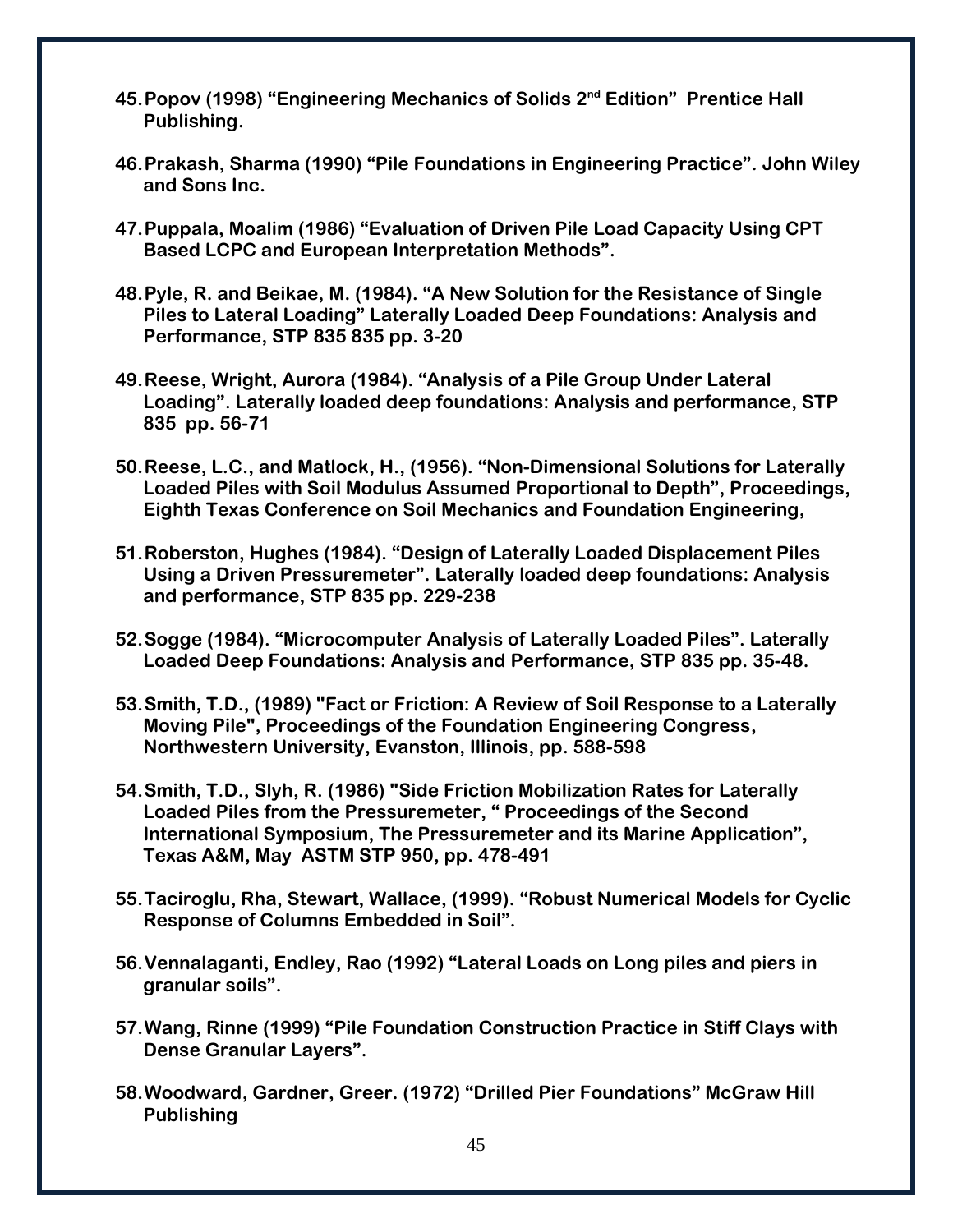45. **Popov (1998) "Engineering Mechanics of Solids 2nd Edition" Prentice Hall Publishing.**

46. **Prakash, Sharma (1990) "Pile Foundations in Engineering Practice". John Wiley and Sons Inc.**

47. **Puppala, Moalim (1986) "Evaluation of Driven Pile Load Capacity Using CPT Based LCPC and European Interpretation Methods".**

48. **Pyle, R. and Beikae, M. (1984). "A New Solution for the Resistance of Single Piles to Lateral Loading" Laterally Loaded Deep Foundations: Analysis and Performance, STP 835 835 pp. 3-20**

49. **Reese, Wright, Aurora (1984). "Analysis of a Pile Group Under Lateral Loading". Laterally loaded deep foundations: Analysis and performance, STP 835 pp. 56-71**

50. **Reese, L.C., and Matlock, H., (1956). "Non-Dimensional Solutions for Laterally Loaded Piles with Soil Modulus Assumed Proportional to Depth", Proceedings, Eighth Texas Conference on Soil Mechanics and Foundation Engineering,**

51. **Roberston, Hughes (1984). "Design of Laterally Loaded Displacement Piles Using a Driven Pressuremeter". Laterally loaded deep foundations: Analysis and performance, STP 835 pp. 229-238**

52. **Sogge (1984). "Microcomputer Analysis of Laterally Loaded Piles". Laterally Loaded Deep Foundations: Analysis and Performance, STP 835 pp. 35-48.**

53. **Smith, T.D., (1989) "Fact or Friction: A Review of Soil Response to a Laterally Moving Pile", Proceedings of the Foundation Engineering Congress, Northwestern University, Evanston, Illinois, pp. 588-598**

54. **Smith, T.D., Slyh, R. (1986) "Side Friction Mobilization Rates for Laterally Loaded Piles from the Pressuremeter, " Proceedings of the Second International Symposium, The Pressuremeter and its Marine Application", Texas A&M, May ASTM STP 950, pp. 478-491**

55. **Taciroglu, Rha, Stewart, Wallace, (1999). "Robust Numerical Models for Cyclic Response of Columns Embedded in Soil".**

56. **Vennalaganti, Endley, Rao (1992) "Lateral Loads on Long piles and piers in granular soils".**

57. **Wang, Rinne (1999) "Pile Foundation Construction Practice in Stiff Clays with Dense Granular Layers".**

58. **Woodward, Gardner, Greer. (1972) "Drilled Pier Foundations" McGraw Hill Publishing**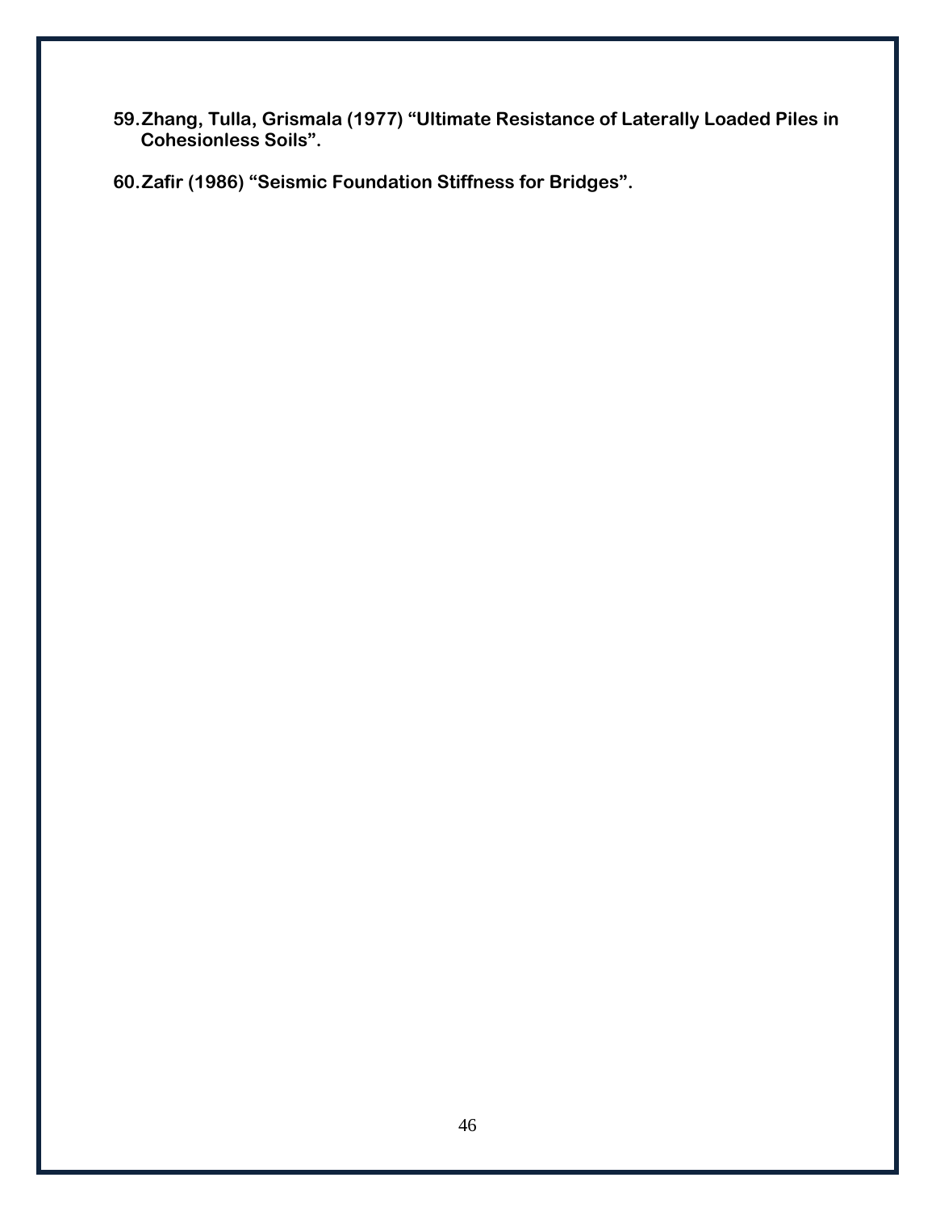59. **Zhang, Tulla, Grismala (1977) "Ultimate Resistance of Laterally Loaded Piles in Cohesionless Soils".**

60. **Zafir (1986) "Seismic Foundation Stiffness for Bridges".**